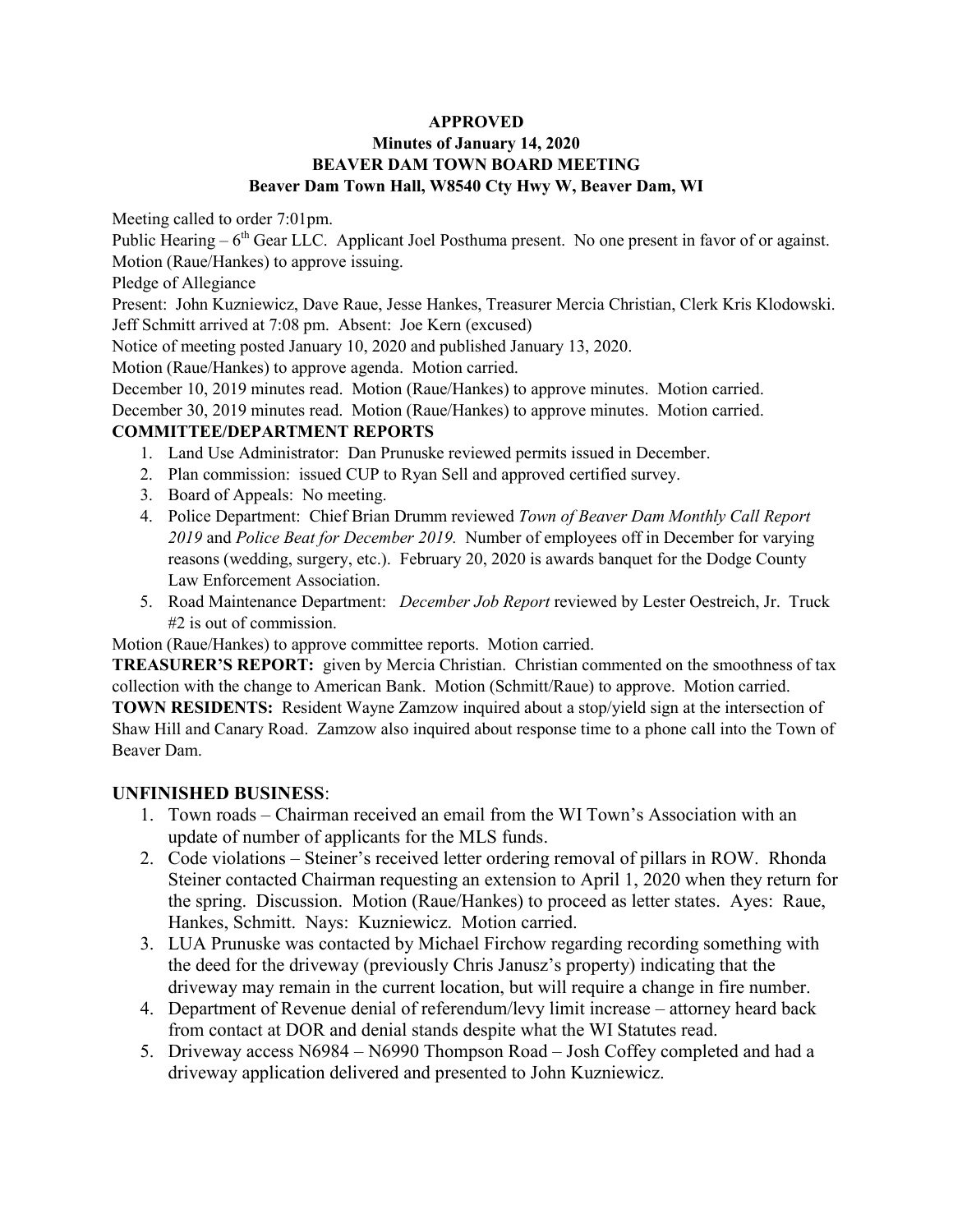**APPROVED**
**Minutes of January 14, 2020**
**BEAVER DAM TOWN BOARD MEETING**
**Beaver Dam Town Hall, W8540 Cty Hwy W, Beaver Dam, WI**

Meeting called to order 7:01pm.

Public Hearing – 6th Gear LLC. Applicant Joel Posthuma present. No one present in favor of or against.

Motion (Raue/Hankes) to approve issuing.

Pledge of Allegiance

Present: John Kuzniewicz, Dave Raue, Jesse Hankes, Treasurer Mercia Christian, Clerk Kris Klodowski.

Jeff Schmitt arrived at 7:08 pm. Absent: Joe Kern (excused)

Notice of meeting posted January 10, 2020 and published January 13, 2020.

Motion (Raue/Hankes) to approve agenda. Motion carried.

December 10, 2019 minutes read. Motion (Raue/Hankes) to approve minutes. Motion carried.

December 30, 2019 minutes read. Motion (Raue/Hankes) to approve minutes. Motion carried.

**COMMITTEE/DEPARTMENT REPORTS**

1. Land Use Administrator: Dan Prunuske reviewed permits issued in December.
2. Plan commission: issued CUP to Ryan Sell and approved certified survey.
3. Board of Appeals: No meeting.
4. Police Department: Chief Brian Drumm reviewed *Town of Beaver Dam Monthly Call Report 2019* and *Police Beat for December 2019.* Number of employees off in December for varying reasons (wedding, surgery, etc.). February 20, 2020 is awards banquet for the Dodge County Law Enforcement Association.
5. Road Maintenance Department: *December Job Report* reviewed by Lester Oestreich, Jr. Truck #2 is out of commission.

Motion (Raue/Hankes) to approve committee reports. Motion carried.

**TREASURER'S REPORT:** given by Mercia Christian. Christian commented on the smoothness of tax collection with the change to American Bank. Motion (Schmitt/Raue) to approve. Motion carried.

**TOWN RESIDENTS:** Resident Wayne Zamzow inquired about a stop/yield sign at the intersection of Shaw Hill and Canary Road. Zamzow also inquired about response time to a phone call into the Town of Beaver Dam.

## UNFINISHED BUSINESS:

1. Town roads – Chairman received an email from the WI Town's Association with an update of number of applicants for the MLS funds.
2. Code violations – Steiner's received letter ordering removal of pillars in ROW. Rhonda Steiner contacted Chairman requesting an extension to April 1, 2020 when they return for the spring. Discussion. Motion (Raue/Hankes) to proceed as letter states. Ayes: Raue, Hankes, Schmitt. Nays: Kuzniewicz. Motion carried.
3. LUA Prunuske was contacted by Michael Firchow regarding recording something with the deed for the driveway (previously Chris Janusz's property) indicating that the driveway may remain in the current location, but will require a change in fire number.
4. Department of Revenue denial of referendum/levy limit increase – attorney heard back from contact at DOR and denial stands despite what the WI Statutes read.
5. Driveway access N6984 – N6990 Thompson Road – Josh Coffey completed and had a driveway application delivered and presented to John Kuzniewicz.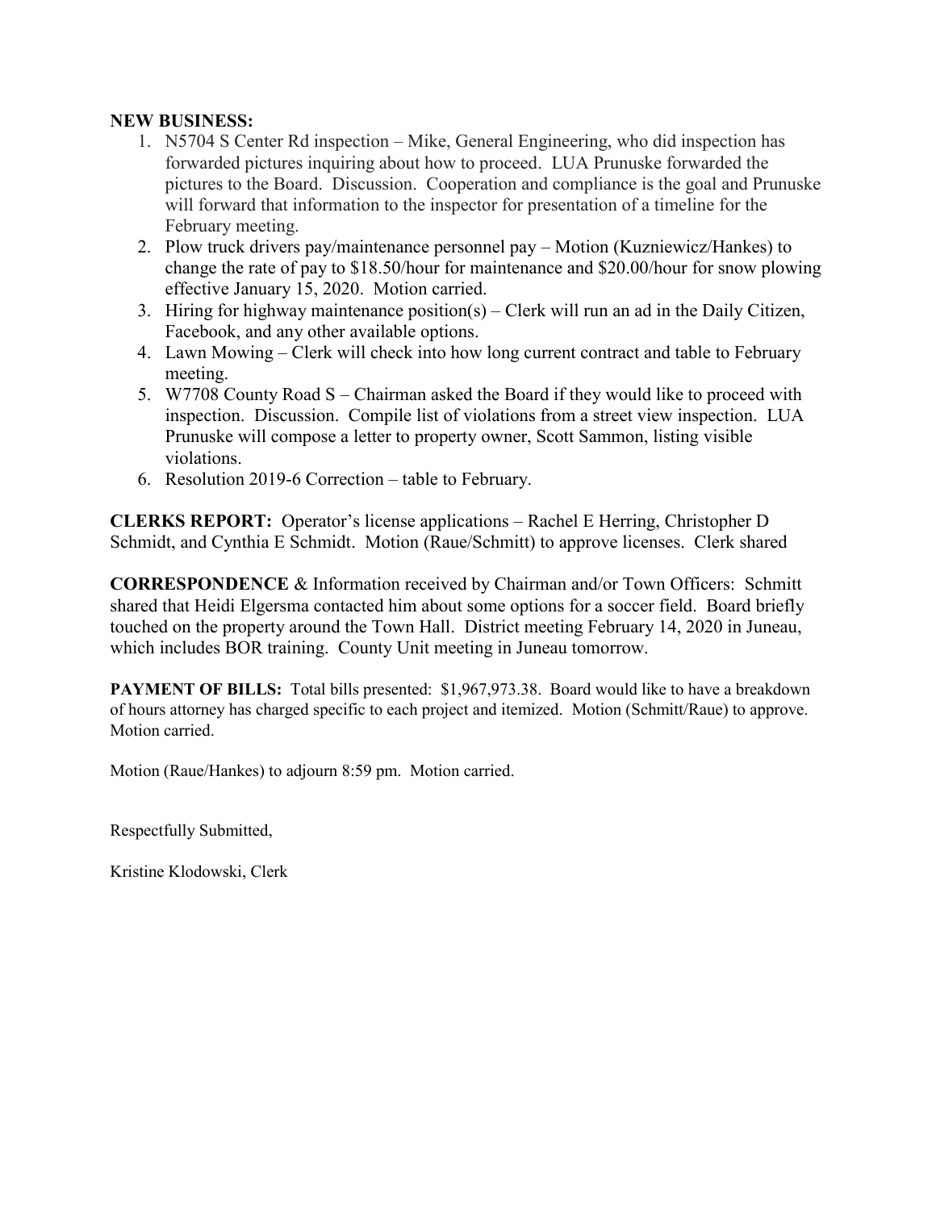**NEW BUSINESS:**

1. N5704 S Center Rd inspection – Mike, General Engineering, who did inspection has forwarded pictures inquiring about how to proceed. LUA Prunuske forwarded the pictures to the Board. Discussion. Cooperation and compliance is the goal and Prunuske will forward that information to the inspector for presentation of a timeline for the February meeting.
2. Plow truck drivers pay/maintenance personnel pay – Motion (Kuzniewicz/Hankes) to change the rate of pay to $18.50/hour for maintenance and $20.00/hour for snow plowing effective January 15, 2020. Motion carried.
3. Hiring for highway maintenance position(s) – Clerk will run an ad in the Daily Citizen, Facebook, and any other available options.
4. Lawn Mowing – Clerk will check into how long current contract and table to February meeting.
5. W7708 County Road S – Chairman asked the Board if they would like to proceed with inspection. Discussion. Compile list of violations from a street view inspection. LUA Prunuske will compose a letter to property owner, Scott Sammon, listing visible violations.
6. Resolution 2019-6 Correction – table to February.

**CLERKS REPORT:** Operator's license applications – Rachel E Herring, Christopher D Schmidt, and Cynthia E Schmidt. Motion (Raue/Schmitt) to approve licenses. Clerk shared

**CORRESPONDENCE** & Information received by Chairman and/or Town Officers: Schmitt shared that Heidi Elgersma contacted him about some options for a soccer field. Board briefly touched on the property around the Town Hall. District meeting February 14, 2020 in Juneau, which includes BOR training. County Unit meeting in Juneau tomorrow.

**PAYMENT OF BILLS:** Total bills presented: $1,967,973.38. Board would like to have a breakdown of hours attorney has charged specific to each project and itemized. Motion (Schmitt/Raue) to approve. Motion carried.

Motion (Raue/Hankes) to adjourn 8:59 pm. Motion carried.

Respectfully Submitted,

Kristine Klodowski, Clerk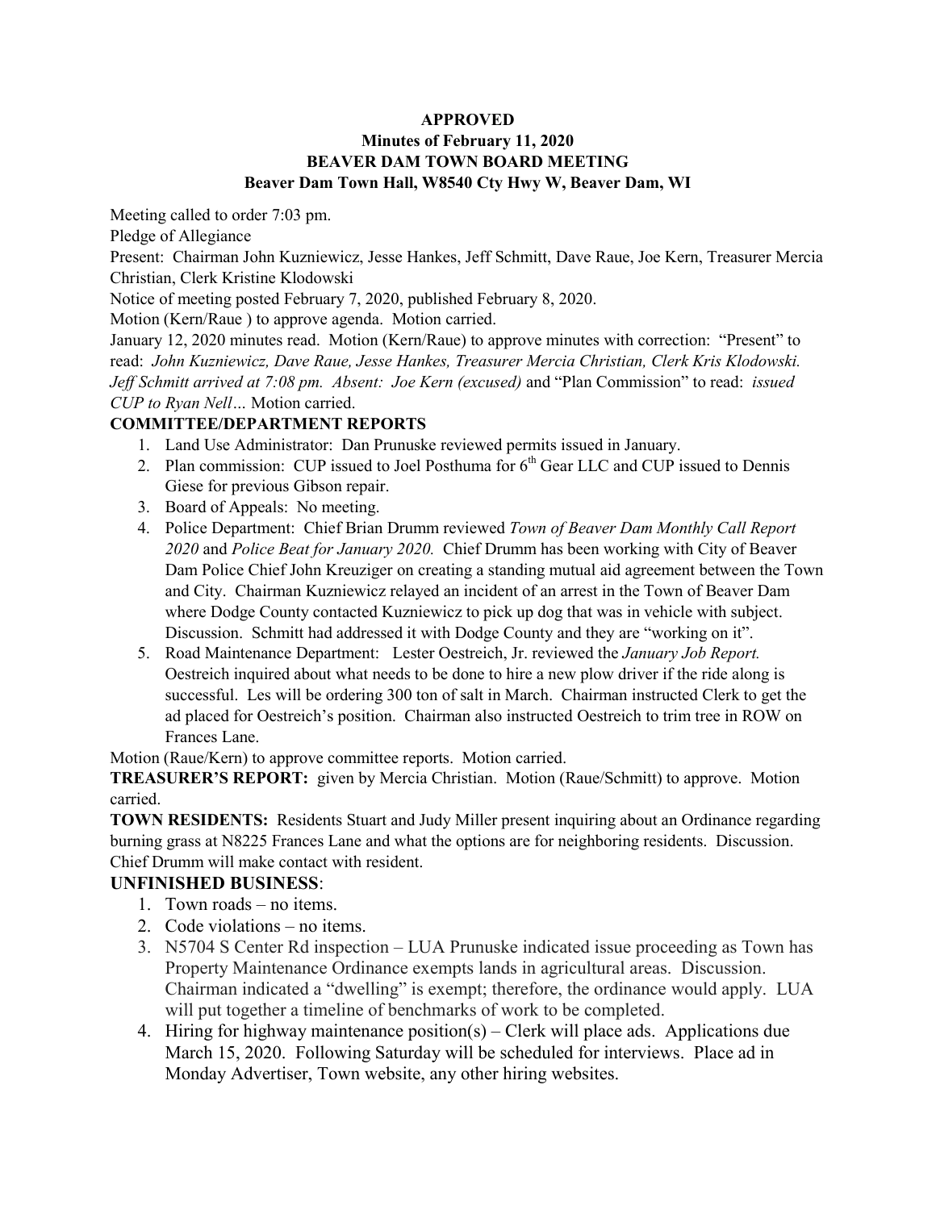**APPROVED**
**Minutes of February 11, 2020**
**BEAVER DAM TOWN BOARD MEETING**
**Beaver Dam Town Hall, W8540 Cty Hwy W, Beaver Dam, WI**

Meeting called to order 7:03 pm.

Pledge of Allegiance

Present: Chairman John Kuzniewicz, Jesse Hankes, Jeff Schmitt, Dave Raue, Joe Kern, Treasurer Mercia Christian, Clerk Kristine Klodowski

Notice of meeting posted February 7, 2020, published February 8, 2020.

Motion (Kern/Raue ) to approve agenda. Motion carried.

January 12, 2020 minutes read. Motion (Kern/Raue) to approve minutes with correction: "Present" to read: *John Kuzniewicz, Dave Raue, Jesse Hankes, Treasurer Mercia Christian, Clerk Kris Klodowski. Jeff Schmitt arrived at 7:08 pm. Absent: Joe Kern (excused)* and "Plan Commission" to read: *issued CUP to Ryan Nell…* Motion carried.

**COMMITTEE/DEPARTMENT REPORTS**

1. Land Use Administrator: Dan Prunuske reviewed permits issued in January.
2. Plan commission: CUP issued to Joel Posthuma for 6th Gear LLC and CUP issued to Dennis Giese for previous Gibson repair.
3. Board of Appeals: No meeting.
4. Police Department: Chief Brian Drumm reviewed *Town of Beaver Dam Monthly Call Report 2020* and *Police Beat for January 2020.* Chief Drumm has been working with City of Beaver Dam Police Chief John Kreuziger on creating a standing mutual aid agreement between the Town and City. Chairman Kuzniewicz relayed an incident of an arrest in the Town of Beaver Dam where Dodge County contacted Kuzniewicz to pick up dog that was in vehicle with subject. Discussion. Schmitt had addressed it with Dodge County and they are "working on it".
5. Road Maintenance Department: Lester Oestreich, Jr. reviewed the *January Job Report.* Oestreich inquired about what needs to be done to hire a new plow driver if the ride along is successful. Les will be ordering 300 ton of salt in March. Chairman instructed Clerk to get the ad placed for Oestreich's position. Chairman also instructed Oestreich to trim tree in ROW on Frances Lane.

Motion (Raue/Kern) to approve committee reports. Motion carried.

**TREASURER'S REPORT:** given by Mercia Christian. Motion (Raue/Schmitt) to approve. Motion carried.

**TOWN RESIDENTS:** Residents Stuart and Judy Miller present inquiring about an Ordinance regarding burning grass at N8225 Frances Lane and what the options are for neighboring residents. Discussion. Chief Drumm will make contact with resident.

**UNFINISHED BUSINESS**:

1. Town roads – no items.
2. Code violations – no items.
3. N5704 S Center Rd inspection – LUA Prunuske indicated issue proceeding as Town has Property Maintenance Ordinance exempts lands in agricultural areas. Discussion. Chairman indicated a "dwelling" is exempt; therefore, the ordinance would apply. LUA will put together a timeline of benchmarks of work to be completed.
4. Hiring for highway maintenance position(s) – Clerk will place ads. Applications due March 15, 2020. Following Saturday will be scheduled for interviews. Place ad in Monday Advertiser, Town website, any other hiring websites.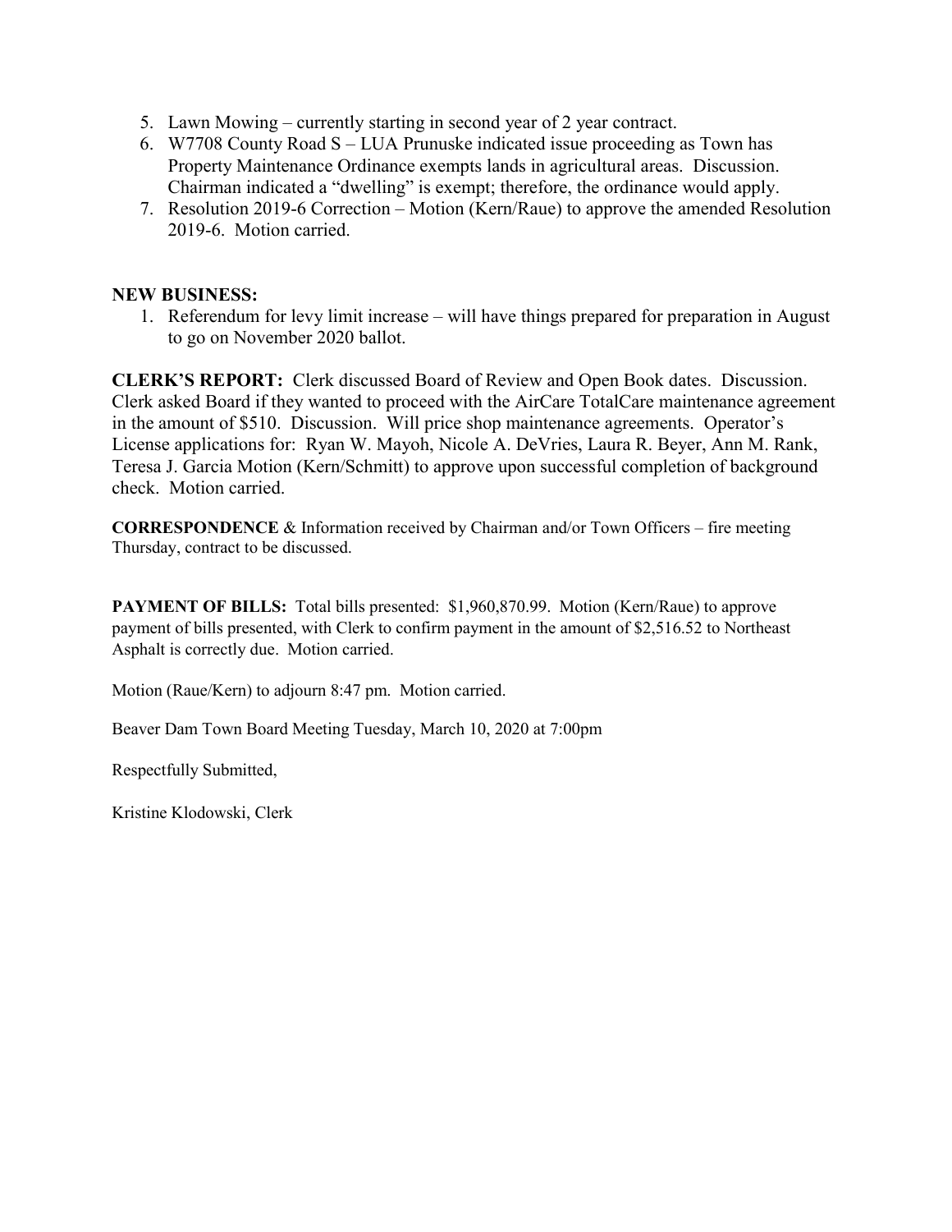5. Lawn Mowing – currently starting in second year of 2 year contract.
6. W7708 County Road S – LUA Prunuske indicated issue proceeding as Town has Property Maintenance Ordinance exempts lands in agricultural areas. Discussion. Chairman indicated a "dwelling" is exempt; therefore, the ordinance would apply.
7. Resolution 2019-6 Correction – Motion (Kern/Raue) to approve the amended Resolution 2019-6. Motion carried.

**NEW BUSINESS:**

1. Referendum for levy limit increase – will have things prepared for preparation in August to go on November 2020 ballot.

**CLERK'S REPORT:** Clerk discussed Board of Review and Open Book dates. Discussion. Clerk asked Board if they wanted to proceed with the AirCare TotalCare maintenance agreement in the amount of $510. Discussion. Will price shop maintenance agreements. Operator's License applications for: Ryan W. Mayoh, Nicole A. DeVries, Laura R. Beyer, Ann M. Rank, Teresa J. Garcia Motion (Kern/Schmitt) to approve upon successful completion of background check. Motion carried.

**CORRESPONDENCE** & Information received by Chairman and/or Town Officers – fire meeting Thursday, contract to be discussed.

**PAYMENT OF BILLS:** Total bills presented: $1,960,870.99. Motion (Kern/Raue) to approve payment of bills presented, with Clerk to confirm payment in the amount of $2,516.52 to Northeast Asphalt is correctly due. Motion carried.

Motion (Raue/Kern) to adjourn 8:47 pm. Motion carried.

Beaver Dam Town Board Meeting Tuesday, March 10, 2020 at 7:00pm

Respectfully Submitted,

Kristine Klodowski, Clerk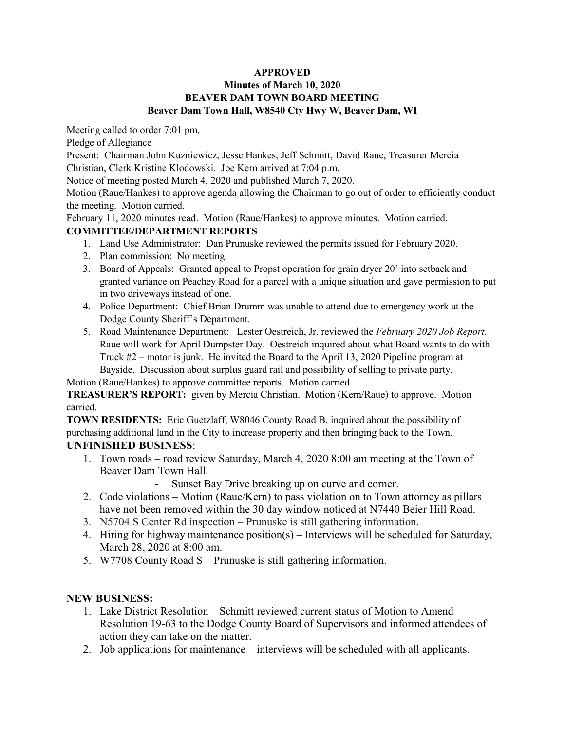**APPROVED**
**Minutes of March 10, 2020**
**BEAVER DAM TOWN BOARD MEETING**
**Beaver Dam Town Hall, W8540 Cty Hwy W, Beaver Dam, WI**

Meeting called to order 7:01 pm.

Pledge of Allegiance

Present: Chairman John Kuzniewicz, Jesse Hankes, Jeff Schmitt, David Raue, Treasurer Mercia Christian, Clerk Kristine Klodowski. Joe Kern arrived at 7:04 p.m.

Notice of meeting posted March 4, 2020 and published March 7, 2020.

Motion (Raue/Hankes) to approve agenda allowing the Chairman to go out of order to efficiently conduct the meeting. Motion carried.

February 11, 2020 minutes read. Motion (Raue/Hankes) to approve minutes. Motion carried.

**COMMITTEE/DEPARTMENT REPORTS**

1. Land Use Administrator: Dan Prunuske reviewed the permits issued for February 2020.
2. Plan commission: No meeting.
3. Board of Appeals: Granted appeal to Propst operation for grain dryer 20' into setback and granted variance on Peachey Road for a parcel with a unique situation and gave permission to put in two driveways instead of one.
4. Police Department: Chief Brian Drumm was unable to attend due to emergency work at the Dodge County Sheriff's Department.
5. Road Maintenance Department: Lester Oestreich, Jr. reviewed the *February 2020 Job Report.* Raue will work for April Dumpster Day. Oestreich inquired about what Board wants to do with Truck #2 – motor is junk. He invited the Board to the April 13, 2020 Pipeline program at Bayside. Discussion about surplus guard rail and possibility of selling to private party.

Motion (Raue/Hankes) to approve committee reports. Motion carried.

**TREASURER'S REPORT:** given by Mercia Christian. Motion (Kern/Raue) to approve. Motion carried.

**TOWN RESIDENTS:** Eric Guetzlaff, W8046 County Road B, inquired about the possibility of purchasing additional land in the City to increase property and then bringing back to the Town.

**UNFINISHED BUSINESS**:

1. Town roads – road review Saturday, March 4, 2020 8:00 am meeting at the Town of Beaver Dam Town Hall.
   - Sunset Bay Drive breaking up on curve and corner.
2. Code violations – Motion (Raue/Kern) to pass violation on to Town attorney as pillars have not been removed within the 30 day window noticed at N7440 Beier Hill Road.
3. N5704 S Center Rd inspection – Prunuske is still gathering information.
4. Hiring for highway maintenance position(s) – Interviews will be scheduled for Saturday, March 28, 2020 at 8:00 am.
5. W7708 County Road S – Prunuske is still gathering information.

**NEW BUSINESS:**

1. Lake District Resolution – Schmitt reviewed current status of Motion to Amend Resolution 19-63 to the Dodge County Board of Supervisors and informed attendees of action they can take on the matter.
2. Job applications for maintenance – interviews will be scheduled with all applicants.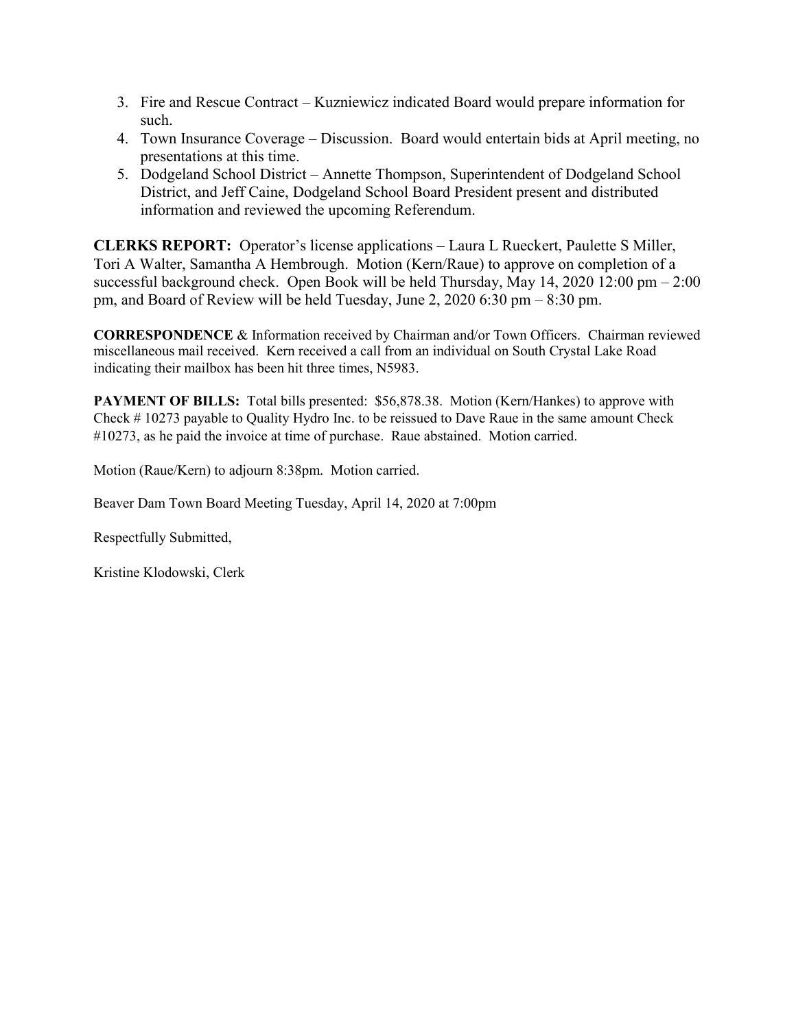3. Fire and Rescue Contract – Kuzniewicz indicated Board would prepare information for such.
4. Town Insurance Coverage – Discussion. Board would entertain bids at April meeting, no presentations at this time.
5. Dodgeland School District – Annette Thompson, Superintendent of Dodgeland School District, and Jeff Caine, Dodgeland School Board President present and distributed information and reviewed the upcoming Referendum.

**CLERKS REPORT:** Operator's license applications – Laura L Rueckert, Paulette S Miller, Tori A Walter, Samantha A Hembrough. Motion (Kern/Raue) to approve on completion of a successful background check. Open Book will be held Thursday, May 14, 2020 12:00 pm – 2:00 pm, and Board of Review will be held Tuesday, June 2, 2020 6:30 pm – 8:30 pm.

**CORRESPONDENCE** & Information received by Chairman and/or Town Officers. Chairman reviewed miscellaneous mail received. Kern received a call from an individual on South Crystal Lake Road indicating their mailbox has been hit three times, N5983.

**PAYMENT OF BILLS:** Total bills presented: $56,878.38. Motion (Kern/Hankes) to approve with Check # 10273 payable to Quality Hydro Inc. to be reissued to Dave Raue in the same amount Check #10273, as he paid the invoice at time of purchase. Raue abstained. Motion carried.

Motion (Raue/Kern) to adjourn 8:38pm. Motion carried.

Beaver Dam Town Board Meeting Tuesday, April 14, 2020 at 7:00pm

Respectfully Submitted,

Kristine Klodowski, Clerk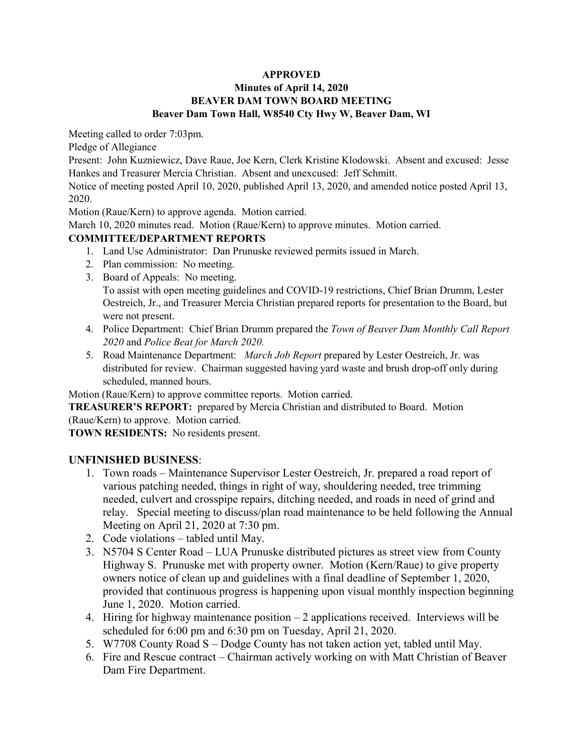**APPROVED**
**Minutes of April 14, 2020**
**BEAVER DAM TOWN BOARD MEETING**
**Beaver Dam Town Hall, W8540 Cty Hwy W, Beaver Dam, WI**

Meeting called to order 7:03pm.

Pledge of Allegiance

Present: John Kuzniewicz, Dave Raue, Joe Kern, Clerk Kristine Klodowski. Absent and excused: Jesse Hankes and Treasurer Mercia Christian. Absent and unexcused: Jeff Schmitt.

Notice of meeting posted April 10, 2020, published April 13, 2020, and amended notice posted April 13, 2020.

Motion (Raue/Kern) to approve agenda. Motion carried.

March 10, 2020 minutes read. Motion (Raue/Kern) to approve minutes. Motion carried.

**COMMITTEE/DEPARTMENT REPORTS**

1. Land Use Administrator: Dan Prunuske reviewed permits issued in March.
2. Plan commission: No meeting.
3. Board of Appeals: No meeting.
   To assist with open meeting guidelines and COVID-19 restrictions, Chief Brian Drumm, Lester Oestreich, Jr., and Treasurer Mercia Christian prepared reports for presentation to the Board, but were not present.
4. Police Department: Chief Brian Drumm prepared the *Town of Beaver Dam Monthly Call Report 2020* and *Police Beat for March 2020.*
5. Road Maintenance Department: *March Job Report* prepared by Lester Oestreich, Jr. was distributed for review. Chairman suggested having yard waste and brush drop-off only during scheduled, manned hours.

Motion (Raue/Kern) to approve committee reports. Motion carried.

**TREASURER'S REPORT:** prepared by Mercia Christian and distributed to Board. Motion (Raue/Kern) to approve. Motion carried.

**TOWN RESIDENTS:** No residents present.

## UNFINISHED BUSINESS:

1. Town roads – Maintenance Supervisor Lester Oestreich, Jr. prepared a road report of various patching needed, things in right of way, shouldering needed, tree trimming needed, culvert and crosspipe repairs, ditching needed, and roads in need of grind and relay. Special meeting to discuss/plan road maintenance to be held following the Annual Meeting on April 21, 2020 at 7:30 pm.
2. Code violations – tabled until May.
3. N5704 S Center Road – LUA Prunuske distributed pictures as street view from County Highway S. Prunuske met with property owner. Motion (Kern/Raue) to give property owners notice of clean up and guidelines with a final deadline of September 1, 2020, provided that continuous progress is happening upon visual monthly inspection beginning June 1, 2020. Motion carried.
4. Hiring for highway maintenance position – 2 applications received. Interviews will be scheduled for 6:00 pm and 6:30 pm on Tuesday, April 21, 2020.
5. W7708 County Road S – Dodge County has not taken action yet, tabled until May.
6. Fire and Rescue contract – Chairman actively working on with Matt Christian of Beaver Dam Fire Department.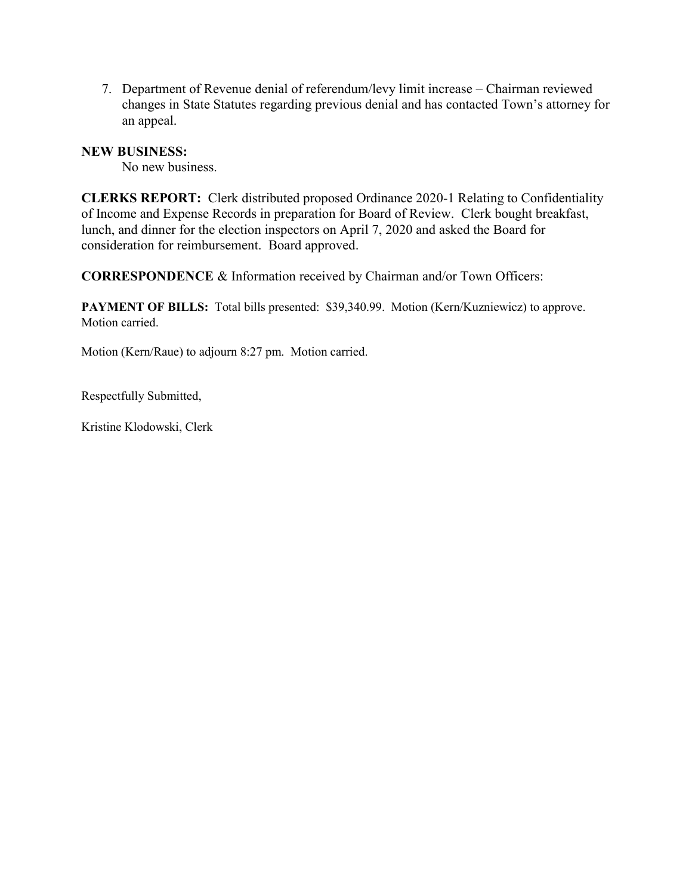7. Department of Revenue denial of referendum/levy limit increase – Chairman reviewed changes in State Statutes regarding previous denial and has contacted Town's attorney for an appeal.

**NEW BUSINESS:**

No new business.

**CLERKS REPORT:** Clerk distributed proposed Ordinance 2020-1 Relating to Confidentiality of Income and Expense Records in preparation for Board of Review. Clerk bought breakfast, lunch, and dinner for the election inspectors on April 7, 2020 and asked the Board for consideration for reimbursement. Board approved.

**CORRESPONDENCE** & Information received by Chairman and/or Town Officers:

**PAYMENT OF BILLS:** Total bills presented: $39,340.99. Motion (Kern/Kuzniewicz) to approve. Motion carried.

Motion (Kern/Raue) to adjourn 8:27 pm. Motion carried.

Respectfully Submitted,

Kristine Klodowski, Clerk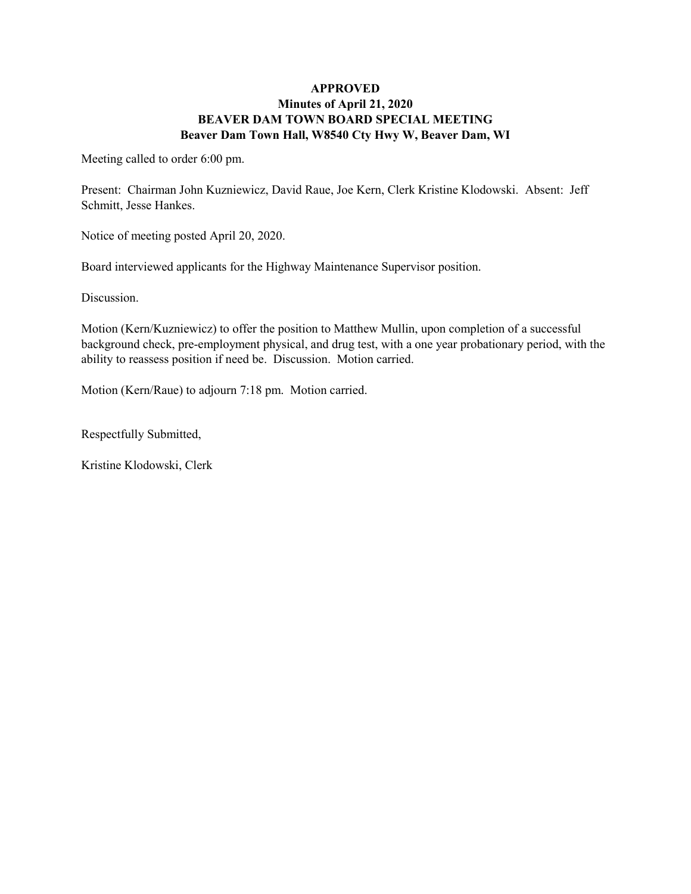**APPROVED**
**Minutes of April 21, 2020**
**BEAVER DAM TOWN BOARD SPECIAL MEETING**
**Beaver Dam Town Hall, W8540 Cty Hwy W, Beaver Dam, WI**

Meeting called to order 6:00 pm.

Present: Chairman John Kuzniewicz, David Raue, Joe Kern, Clerk Kristine Klodowski. Absent: Jeff Schmitt, Jesse Hankes.

Notice of meeting posted April 20, 2020.

Board interviewed applicants for the Highway Maintenance Supervisor position.

Discussion.

Motion (Kern/Kuzniewicz) to offer the position to Matthew Mullin, upon completion of a successful background check, pre-employment physical, and drug test, with a one year probationary period, with the ability to reassess position if need be. Discussion. Motion carried.

Motion (Kern/Raue) to adjourn 7:18 pm. Motion carried.

Respectfully Submitted,

Kristine Klodowski, Clerk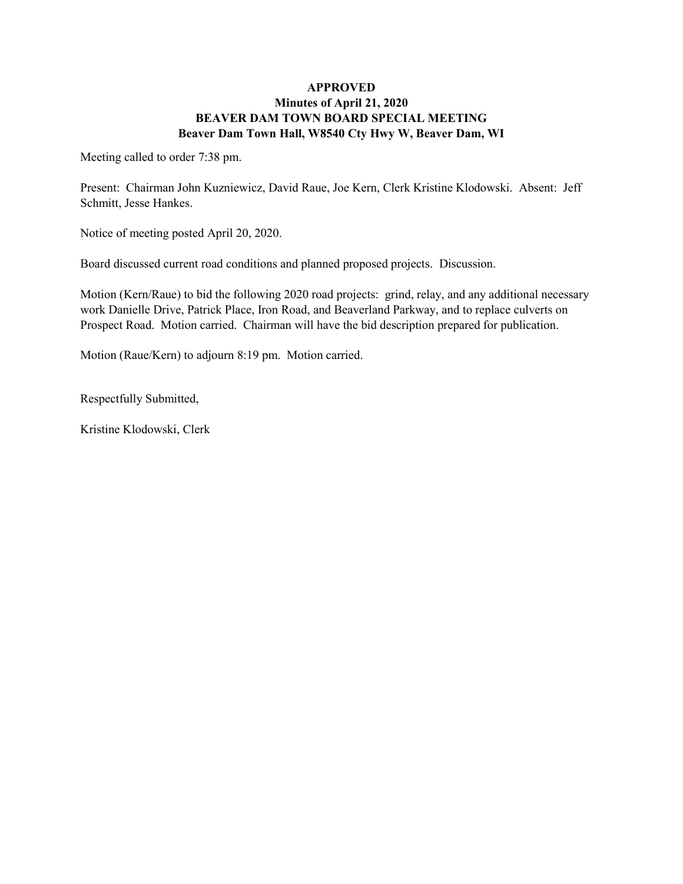**APPROVED**
**Minutes of April 21, 2020**
**BEAVER DAM TOWN BOARD SPECIAL MEETING**
**Beaver Dam Town Hall, W8540 Cty Hwy W, Beaver Dam, WI**

Meeting called to order 7:38 pm.

Present: Chairman John Kuzniewicz, David Raue, Joe Kern, Clerk Kristine Klodowski. Absent: Jeff Schmitt, Jesse Hankes.

Notice of meeting posted April 20, 2020.

Board discussed current road conditions and planned proposed projects. Discussion.

Motion (Kern/Raue) to bid the following 2020 road projects: grind, relay, and any additional necessary work Danielle Drive, Patrick Place, Iron Road, and Beaverland Parkway, and to replace culverts on Prospect Road. Motion carried. Chairman will have the bid description prepared for publication.

Motion (Raue/Kern) to adjourn 8:19 pm. Motion carried.

Respectfully Submitted,

Kristine Klodowski, Clerk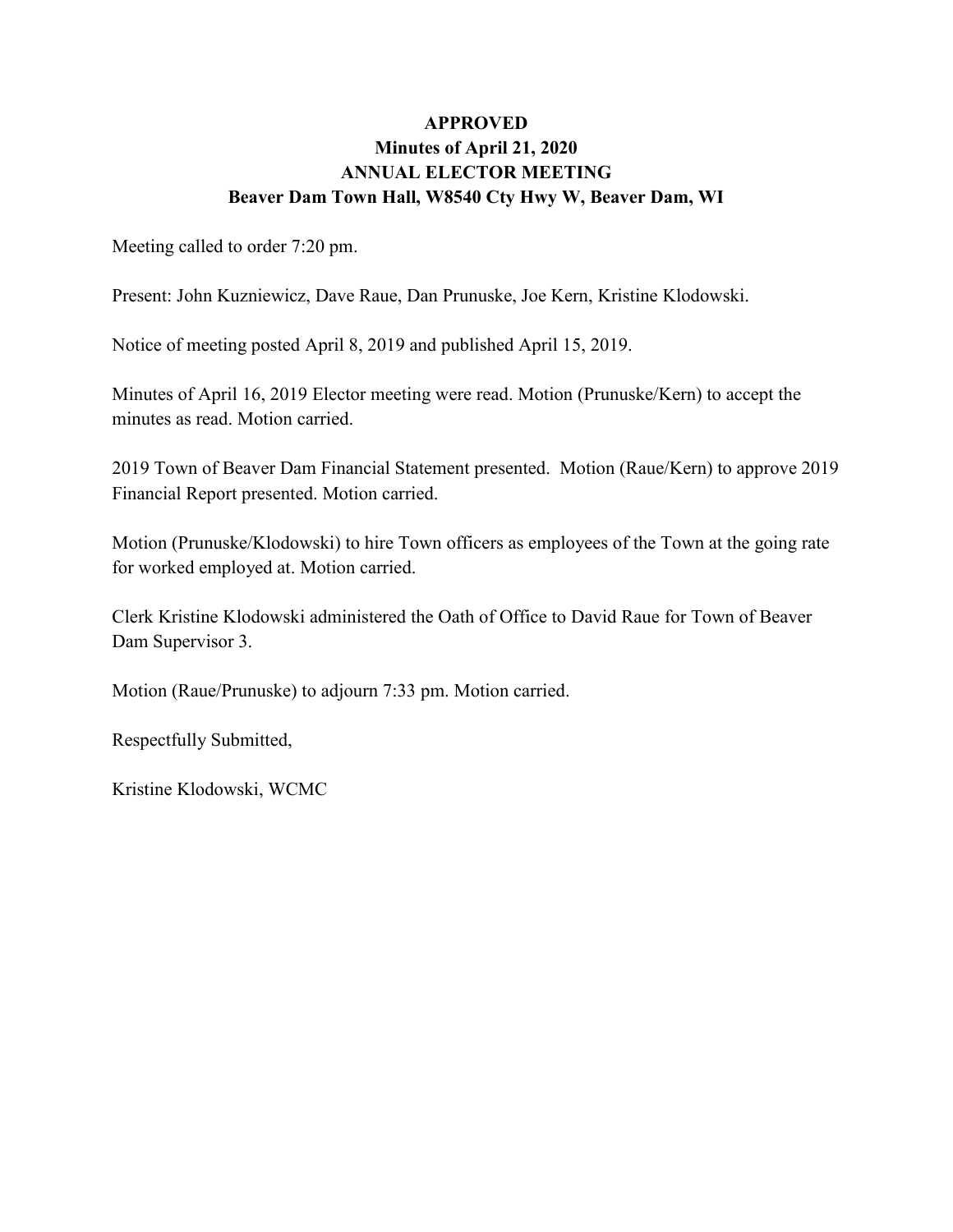**APPROVED**
**Minutes of April 21, 2020**
**ANNUAL ELECTOR MEETING**
**Beaver Dam Town Hall, W8540 Cty Hwy W, Beaver Dam, WI**

Meeting called to order 7:20 pm.

Present: John Kuzniewicz, Dave Raue, Dan Prunuske, Joe Kern, Kristine Klodowski.

Notice of meeting posted April 8, 2019 and published April 15, 2019.

Minutes of April 16, 2019 Elector meeting were read. Motion (Prunuske/Kern) to accept the minutes as read. Motion carried.

2019 Town of Beaver Dam Financial Statement presented. Motion (Raue/Kern) to approve 2019 Financial Report presented. Motion carried.

Motion (Prunuske/Klodowski) to hire Town officers as employees of the Town at the going rate for worked employed at. Motion carried.

Clerk Kristine Klodowski administered the Oath of Office to David Raue for Town of Beaver Dam Supervisor 3.

Motion (Raue/Prunuske) to adjourn 7:33 pm. Motion carried.

Respectfully Submitted,

Kristine Klodowski, WCMC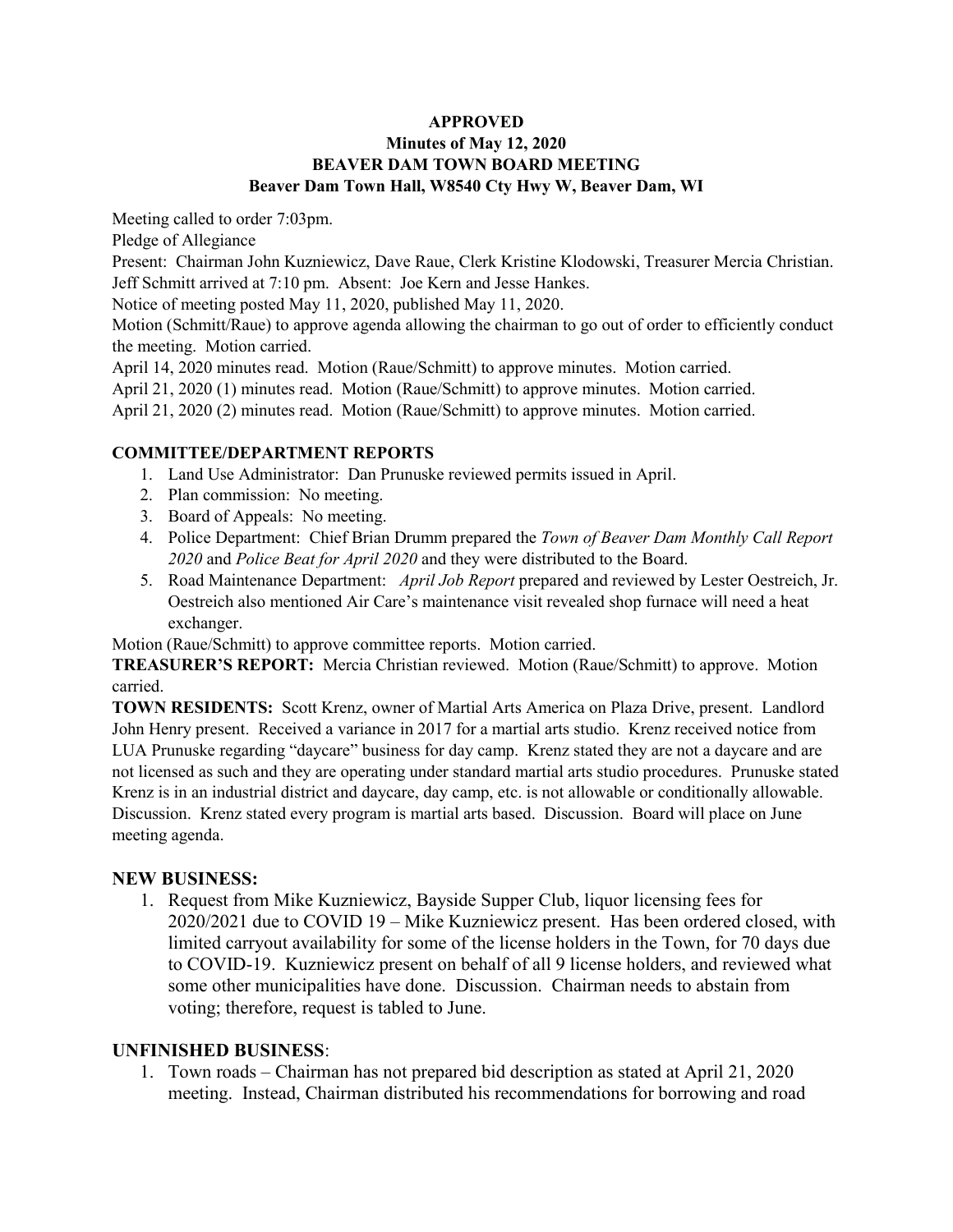**APPROVED**
**Minutes of May 12, 2020**
**BEAVER DAM TOWN BOARD MEETING**
**Beaver Dam Town Hall, W8540 Cty Hwy W, Beaver Dam, WI**

Meeting called to order 7:03pm.

Pledge of Allegiance

Present: Chairman John Kuzniewicz, Dave Raue, Clerk Kristine Klodowski, Treasurer Mercia Christian. Jeff Schmitt arrived at 7:10 pm. Absent: Joe Kern and Jesse Hankes.

Notice of meeting posted May 11, 2020, published May 11, 2020.

Motion (Schmitt/Raue) to approve agenda allowing the chairman to go out of order to efficiently conduct the meeting. Motion carried.

April 14, 2020 minutes read. Motion (Raue/Schmitt) to approve minutes. Motion carried.

April 21, 2020 (1) minutes read. Motion (Raue/Schmitt) to approve minutes. Motion carried.

April 21, 2020 (2) minutes read. Motion (Raue/Schmitt) to approve minutes. Motion carried.

**COMMITTEE/DEPARTMENT REPORTS**

1. Land Use Administrator: Dan Prunuske reviewed permits issued in April.
2. Plan commission: No meeting.
3. Board of Appeals: No meeting.
4. Police Department: Chief Brian Drumm prepared the *Town of Beaver Dam Monthly Call Report 2020* and *Police Beat for April 2020* and they were distributed to the Board.
5. Road Maintenance Department: *April Job Report* prepared and reviewed by Lester Oestreich, Jr. Oestreich also mentioned Air Care's maintenance visit revealed shop furnace will need a heat exchanger.

Motion (Raue/Schmitt) to approve committee reports. Motion carried.

**TREASURER'S REPORT:** Mercia Christian reviewed. Motion (Raue/Schmitt) to approve. Motion carried.

**TOWN RESIDENTS:** Scott Krenz, owner of Martial Arts America on Plaza Drive, present. Landlord John Henry present. Received a variance in 2017 for a martial arts studio. Krenz received notice from LUA Prunuske regarding "daycare" business for day camp. Krenz stated they are not a daycare and are not licensed as such and they are operating under standard martial arts studio procedures. Prunuske stated Krenz is in an industrial district and daycare, day camp, etc. is not allowable or conditionally allowable. Discussion. Krenz stated every program is martial arts based. Discussion. Board will place on June meeting agenda.

## NEW BUSINESS:

1. Request from Mike Kuzniewicz, Bayside Supper Club, liquor licensing fees for 2020/2021 due to COVID 19 – Mike Kuzniewicz present. Has been ordered closed, with limited carryout availability for some of the license holders in the Town, for 70 days due to COVID-19. Kuzniewicz present on behalf of all 9 license holders, and reviewed what some other municipalities have done. Discussion. Chairman needs to abstain from voting; therefore, request is tabled to June.

## UNFINISHED BUSINESS:

1. Town roads – Chairman has not prepared bid description as stated at April 21, 2020 meeting. Instead, Chairman distributed his recommendations for borrowing and road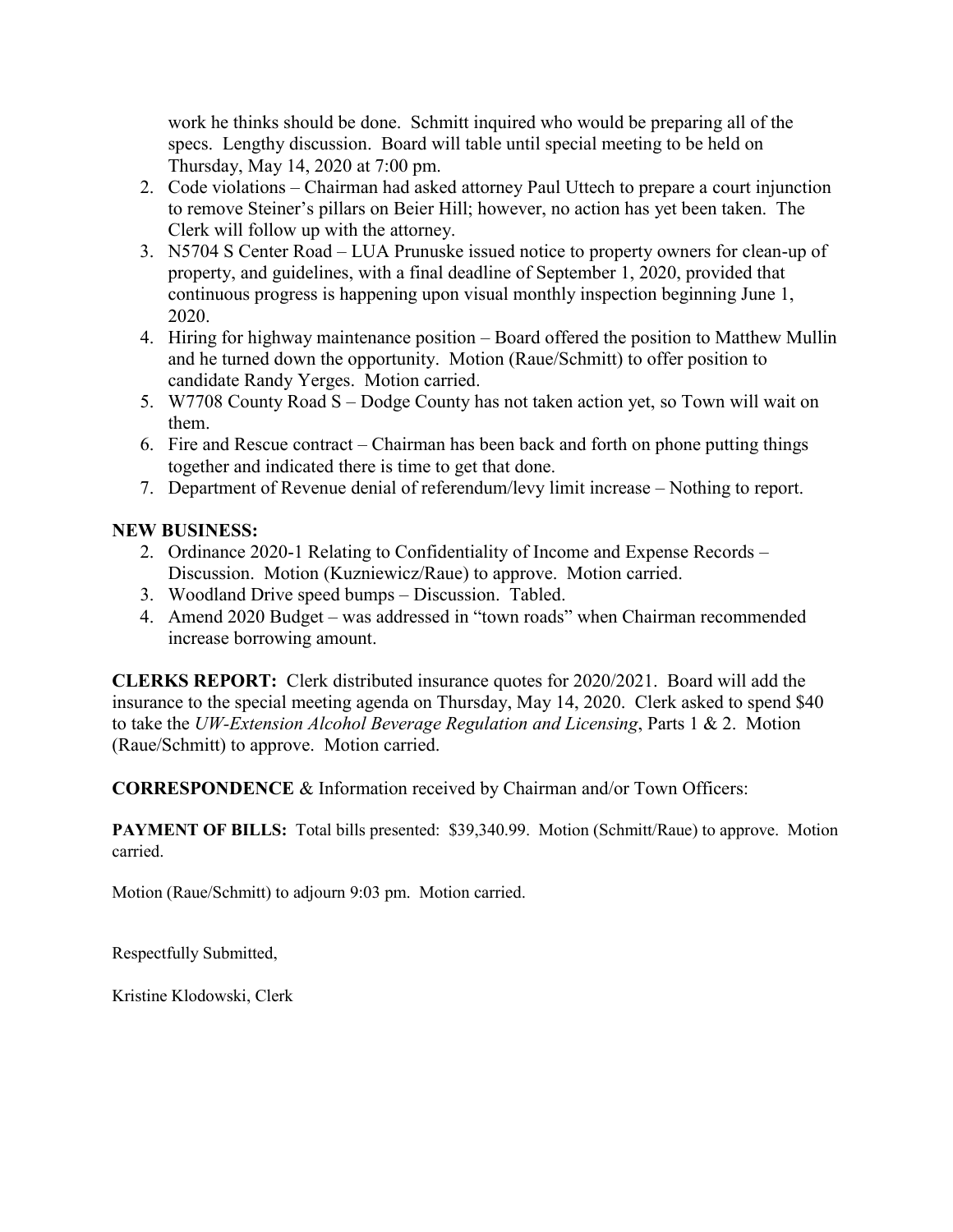work he thinks should be done. Schmitt inquired who would be preparing all of the specs. Lengthy discussion. Board will table until special meeting to be held on Thursday, May 14, 2020 at 7:00 pm.

2. Code violations – Chairman had asked attorney Paul Uttech to prepare a court injunction to remove Steiner's pillars on Beier Hill; however, no action has yet been taken. The Clerk will follow up with the attorney.
3. N5704 S Center Road – LUA Prunuske issued notice to property owners for clean-up of property, and guidelines, with a final deadline of September 1, 2020, provided that continuous progress is happening upon visual monthly inspection beginning June 1, 2020.
4. Hiring for highway maintenance position – Board offered the position to Matthew Mullin and he turned down the opportunity. Motion (Raue/Schmitt) to offer position to candidate Randy Yerges. Motion carried.
5. W7708 County Road S – Dodge County has not taken action yet, so Town will wait on them.
6. Fire and Rescue contract – Chairman has been back and forth on phone putting things together and indicated there is time to get that done.
7. Department of Revenue denial of referendum/levy limit increase – Nothing to report.

**NEW BUSINESS:**

2. Ordinance 2020-1 Relating to Confidentiality of Income and Expense Records – Discussion. Motion (Kuzniewicz/Raue) to approve. Motion carried.
3. Woodland Drive speed bumps – Discussion. Tabled.
4. Amend 2020 Budget – was addressed in "town roads" when Chairman recommended increase borrowing amount.

**CLERKS REPORT:** Clerk distributed insurance quotes for 2020/2021. Board will add the insurance to the special meeting agenda on Thursday, May 14, 2020. Clerk asked to spend $40 to take the *UW-Extension Alcohol Beverage Regulation and Licensing*, Parts 1 & 2. Motion (Raue/Schmitt) to approve. Motion carried.

**CORRESPONDENCE** & Information received by Chairman and/or Town Officers:

**PAYMENT OF BILLS:** Total bills presented: $39,340.99. Motion (Schmitt/Raue) to approve. Motion carried.

Motion (Raue/Schmitt) to adjourn 9:03 pm. Motion carried.

Respectfully Submitted,

Kristine Klodowski, Clerk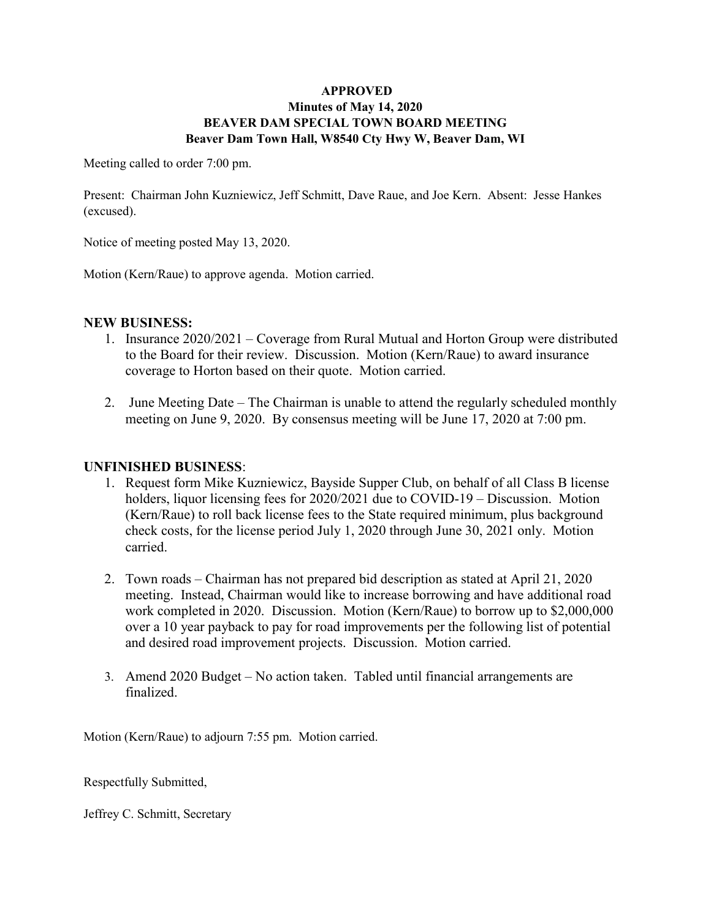**APPROVED**
**Minutes of May 14, 2020**
**BEAVER DAM SPECIAL TOWN BOARD MEETING**
**Beaver Dam Town Hall, W8540 Cty Hwy W, Beaver Dam, WI**

Meeting called to order 7:00 pm.

Present: Chairman John Kuzniewicz, Jeff Schmitt, Dave Raue, and Joe Kern. Absent: Jesse Hankes (excused).

Notice of meeting posted May 13, 2020.

Motion (Kern/Raue) to approve agenda. Motion carried.

## NEW BUSINESS:

1. Insurance 2020/2021 – Coverage from Rural Mutual and Horton Group were distributed to the Board for their review. Discussion. Motion (Kern/Raue) to award insurance coverage to Horton based on their quote. Motion carried.

2. June Meeting Date – The Chairman is unable to attend the regularly scheduled monthly meeting on June 9, 2020. By consensus meeting will be June 17, 2020 at 7:00 pm.

## UNFINISHED BUSINESS:

1. Request form Mike Kuzniewicz, Bayside Supper Club, on behalf of all Class B license holders, liquor licensing fees for 2020/2021 due to COVID-19 – Discussion. Motion (Kern/Raue) to roll back license fees to the State required minimum, plus background check costs, for the license period July 1, 2020 through June 30, 2021 only. Motion carried.

2. Town roads – Chairman has not prepared bid description as stated at April 21, 2020 meeting. Instead, Chairman would like to increase borrowing and have additional road work completed in 2020. Discussion. Motion (Kern/Raue) to borrow up to $2,000,000 over a 10 year payback to pay for road improvements per the following list of potential and desired road improvement projects. Discussion. Motion carried.

3. Amend 2020 Budget – No action taken. Tabled until financial arrangements are finalized.

Motion (Kern/Raue) to adjourn 7:55 pm. Motion carried.

Respectfully Submitted,

Jeffrey C. Schmitt, Secretary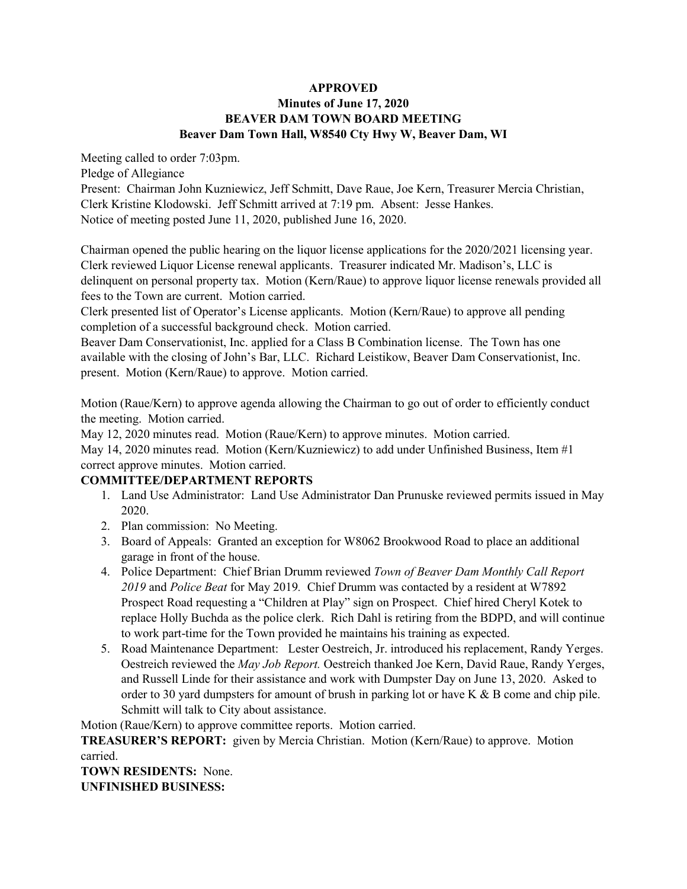**APPROVED**
**Minutes of June 17, 2020**
**BEAVER DAM TOWN BOARD MEETING**
**Beaver Dam Town Hall, W8540 Cty Hwy W, Beaver Dam, WI**

Meeting called to order 7:03pm.
Pledge of Allegiance
Present: Chairman John Kuzniewicz, Jeff Schmitt, Dave Raue, Joe Kern, Treasurer Mercia Christian, Clerk Kristine Klodowski. Jeff Schmitt arrived at 7:19 pm. Absent: Jesse Hankes.
Notice of meeting posted June 11, 2020, published June 16, 2020.

Chairman opened the public hearing on the liquor license applications for the 2020/2021 licensing year. Clerk reviewed Liquor License renewal applicants. Treasurer indicated Mr. Madison's, LLC is delinquent on personal property tax. Motion (Kern/Raue) to approve liquor license renewals provided all fees to the Town are current. Motion carried.
Clerk presented list of Operator's License applicants. Motion (Kern/Raue) to approve all pending completion of a successful background check. Motion carried.
Beaver Dam Conservationist, Inc. applied for a Class B Combination license. The Town has one available with the closing of John's Bar, LLC. Richard Leistikow, Beaver Dam Conservationist, Inc. present. Motion (Kern/Raue) to approve. Motion carried.

Motion (Raue/Kern) to approve agenda allowing the Chairman to go out of order to efficiently conduct the meeting. Motion carried.
May 12, 2020 minutes read. Motion (Raue/Kern) to approve minutes. Motion carried.
May 14, 2020 minutes read. Motion (Kern/Kuzniewicz) to add under Unfinished Business, Item #1 correct approve minutes. Motion carried.

**COMMITTEE/DEPARTMENT REPORTS**

1. Land Use Administrator: Land Use Administrator Dan Prunuske reviewed permits issued in May 2020.
2. Plan commission: No Meeting.
3. Board of Appeals: Granted an exception for W8062 Brookwood Road to place an additional garage in front of the house.
4. Police Department: Chief Brian Drumm reviewed *Town of Beaver Dam Monthly Call Report 2019* and *Police Beat* for May 2019. Chief Drumm was contacted by a resident at W7892 Prospect Road requesting a "Children at Play" sign on Prospect. Chief hired Cheryl Kotek to replace Holly Buchda as the police clerk. Rich Dahl is retiring from the BDPD, and will continue to work part-time for the Town provided he maintains his training as expected.
5. Road Maintenance Department: Lester Oestreich, Jr. introduced his replacement, Randy Yerges. Oestreich reviewed the *May Job Report.* Oestreich thanked Joe Kern, David Raue, Randy Yerges, and Russell Linde for their assistance and work with Dumpster Day on June 13, 2020. Asked to order to 30 yard dumpsters for amount of brush in parking lot or have K & B come and chip pile. Schmitt will talk to City about assistance.

Motion (Raue/Kern) to approve committee reports. Motion carried.
**TREASURER'S REPORT:** given by Mercia Christian. Motion (Kern/Raue) to approve. Motion carried.
**TOWN RESIDENTS:** None.
**UNFINISHED BUSINESS:**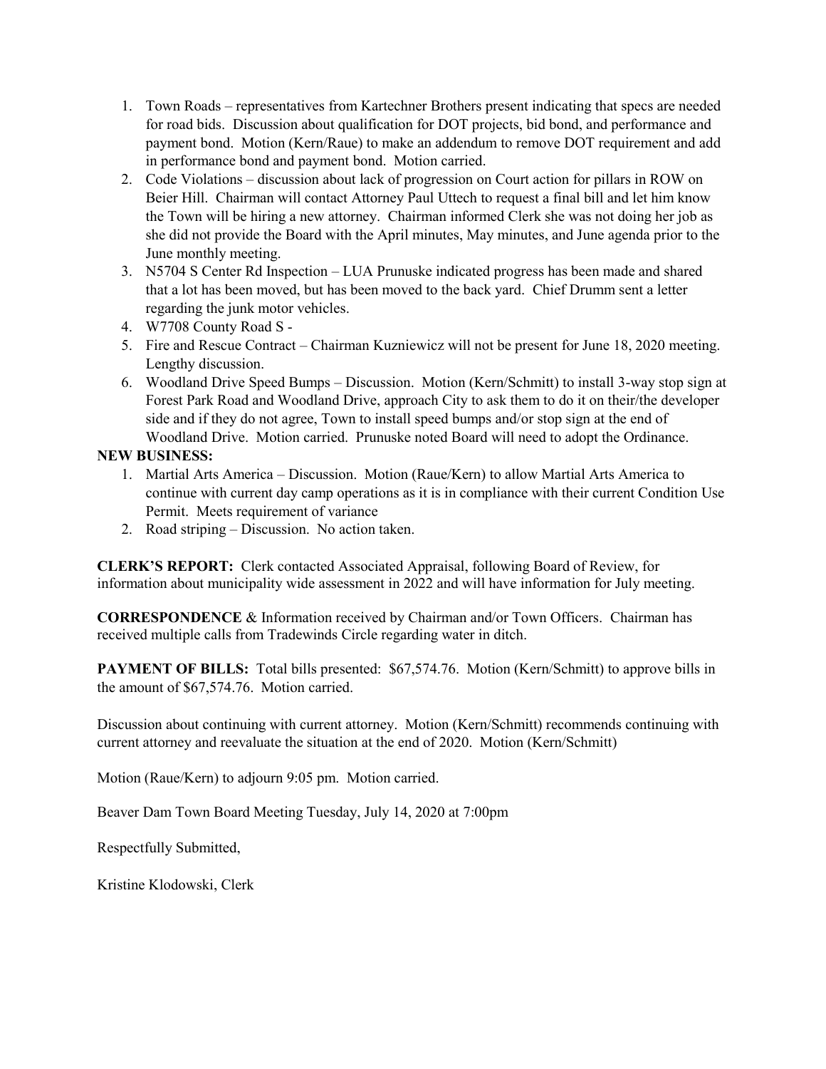1. Town Roads – representatives from Kartechner Brothers present indicating that specs are needed for road bids. Discussion about qualification for DOT projects, bid bond, and performance and payment bond. Motion (Kern/Raue) to make an addendum to remove DOT requirement and add in performance bond and payment bond. Motion carried.
2. Code Violations – discussion about lack of progression on Court action for pillars in ROW on Beier Hill. Chairman will contact Attorney Paul Uttech to request a final bill and let him know the Town will be hiring a new attorney. Chairman informed Clerk she was not doing her job as she did not provide the Board with the April minutes, May minutes, and June agenda prior to the June monthly meeting.
3. N5704 S Center Rd Inspection – LUA Prunuske indicated progress has been made and shared that a lot has been moved, but has been moved to the back yard. Chief Drumm sent a letter regarding the junk motor vehicles.
4. W7708 County Road S -
5. Fire and Rescue Contract – Chairman Kuzniewicz will not be present for June 18, 2020 meeting. Lengthy discussion.
6. Woodland Drive Speed Bumps – Discussion. Motion (Kern/Schmitt) to install 3-way stop sign at Forest Park Road and Woodland Drive, approach City to ask them to do it on their/the developer side and if they do not agree, Town to install speed bumps and/or stop sign at the end of Woodland Drive. Motion carried. Prunuske noted Board will need to adopt the Ordinance.

**NEW BUSINESS:**

1. Martial Arts America – Discussion. Motion (Raue/Kern) to allow Martial Arts America to continue with current day camp operations as it is in compliance with their current Condition Use Permit. Meets requirement of variance
2. Road striping – Discussion. No action taken.

**CLERK'S REPORT:** Clerk contacted Associated Appraisal, following Board of Review, for information about municipality wide assessment in 2022 and will have information for July meeting.

**CORRESPONDENCE** & Information received by Chairman and/or Town Officers. Chairman has received multiple calls from Tradewinds Circle regarding water in ditch.

**PAYMENT OF BILLS:** Total bills presented: $67,574.76. Motion (Kern/Schmitt) to approve bills in the amount of $67,574.76. Motion carried.

Discussion about continuing with current attorney. Motion (Kern/Schmitt) recommends continuing with current attorney and reevaluate the situation at the end of 2020. Motion (Kern/Schmitt)

Motion (Raue/Kern) to adjourn 9:05 pm. Motion carried.

Beaver Dam Town Board Meeting Tuesday, July 14, 2020 at 7:00pm

Respectfully Submitted,

Kristine Klodowski, Clerk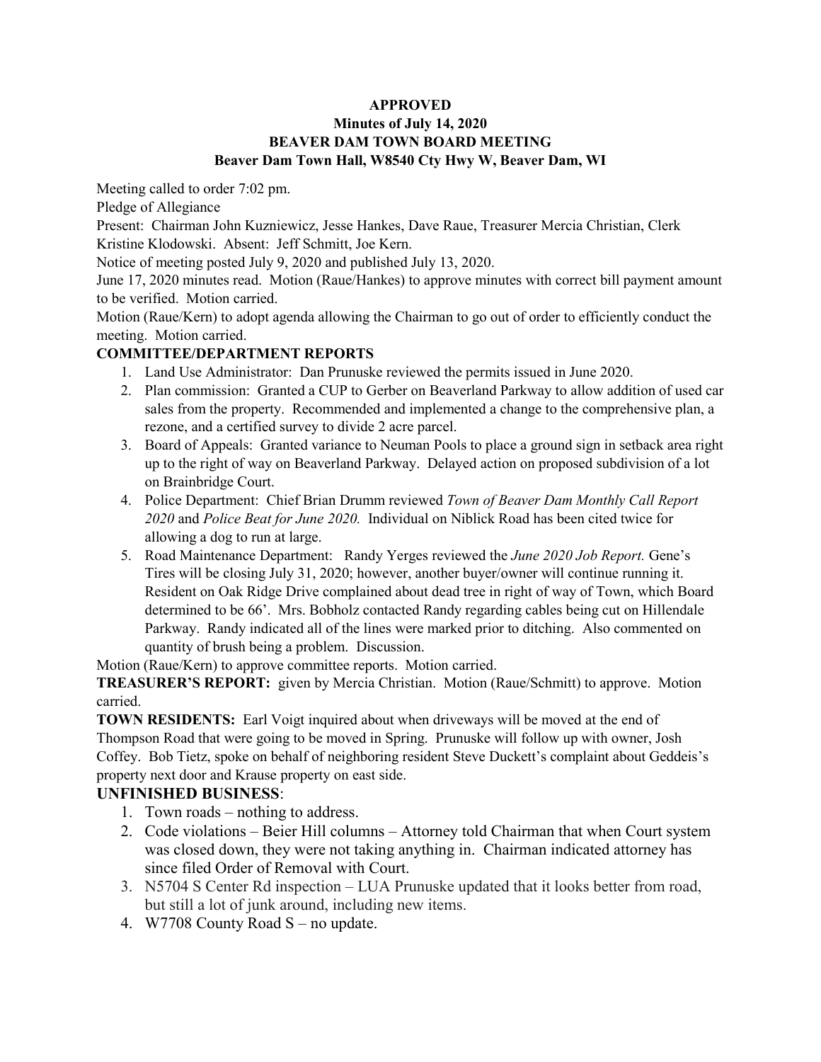**APPROVED**
**Minutes of July 14, 2020**
**BEAVER DAM TOWN BOARD MEETING**
**Beaver Dam Town Hall, W8540 Cty Hwy W, Beaver Dam, WI**

Meeting called to order 7:02 pm.

Pledge of Allegiance

Present: Chairman John Kuzniewicz, Jesse Hankes, Dave Raue, Treasurer Mercia Christian, Clerk Kristine Klodowski. Absent: Jeff Schmitt, Joe Kern.

Notice of meeting posted July 9, 2020 and published July 13, 2020.

June 17, 2020 minutes read. Motion (Raue/Hankes) to approve minutes with correct bill payment amount to be verified. Motion carried.

Motion (Raue/Kern) to adopt agenda allowing the Chairman to go out of order to efficiently conduct the meeting. Motion carried.

**COMMITTEE/DEPARTMENT REPORTS**

1. Land Use Administrator: Dan Prunuske reviewed the permits issued in June 2020.
2. Plan commission: Granted a CUP to Gerber on Beaverland Parkway to allow addition of used car sales from the property. Recommended and implemented a change to the comprehensive plan, a rezone, and a certified survey to divide 2 acre parcel.
3. Board of Appeals: Granted variance to Neuman Pools to place a ground sign in setback area right up to the right of way on Beaverland Parkway. Delayed action on proposed subdivision of a lot on Brainbridge Court.
4. Police Department: Chief Brian Drumm reviewed *Town of Beaver Dam Monthly Call Report 2020* and *Police Beat for June 2020.* Individual on Niblick Road has been cited twice for allowing a dog to run at large.
5. Road Maintenance Department: Randy Yerges reviewed the *June 2020 Job Report.* Gene's Tires will be closing July 31, 2020; however, another buyer/owner will continue running it. Resident on Oak Ridge Drive complained about dead tree in right of way of Town, which Board determined to be 66'. Mrs. Bobholz contacted Randy regarding cables being cut on Hillendale Parkway. Randy indicated all of the lines were marked prior to ditching. Also commented on quantity of brush being a problem. Discussion.

Motion (Raue/Kern) to approve committee reports. Motion carried.

**TREASURER'S REPORT:** given by Mercia Christian. Motion (Raue/Schmitt) to approve. Motion carried.

**TOWN RESIDENTS:** Earl Voigt inquired about when driveways will be moved at the end of Thompson Road that were going to be moved in Spring. Prunuske will follow up with owner, Josh Coffey. Bob Tietz, spoke on behalf of neighboring resident Steve Duckett's complaint about Geddeis's property next door and Krause property on east side.

**UNFINISHED BUSINESS**:

1. Town roads – nothing to address.
2. Code violations – Beier Hill columns – Attorney told Chairman that when Court system was closed down, they were not taking anything in. Chairman indicated attorney has since filed Order of Removal with Court.
3. N5704 S Center Rd inspection – LUA Prunuske updated that it looks better from road, but still a lot of junk around, including new items.
4. W7708 County Road S – no update.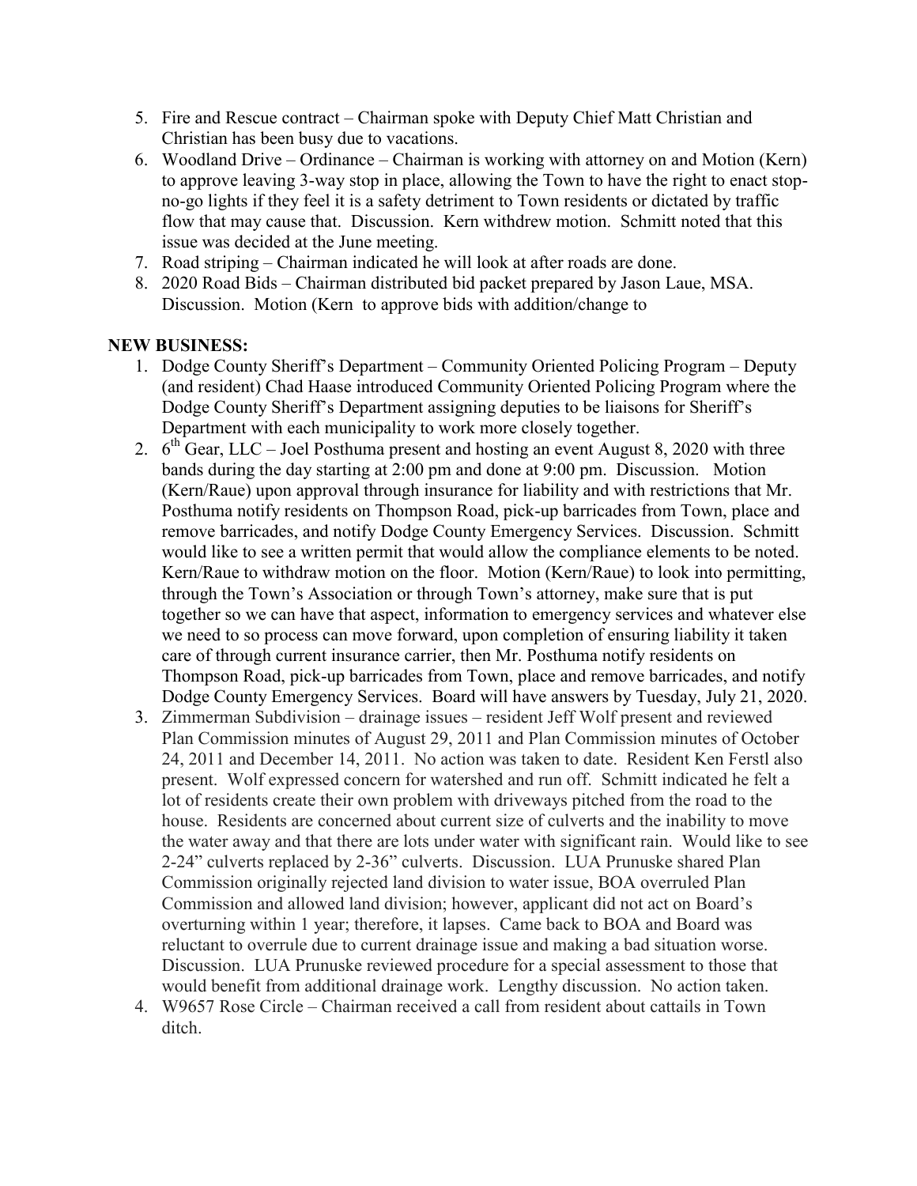5. Fire and Rescue contract – Chairman spoke with Deputy Chief Matt Christian and Christian has been busy due to vacations.
6. Woodland Drive – Ordinance – Chairman is working with attorney on and Motion (Kern) to approve leaving 3-way stop in place, allowing the Town to have the right to enact stop-no-go lights if they feel it is a safety detriment to Town residents or dictated by traffic flow that may cause that. Discussion. Kern withdrew motion. Schmitt noted that this issue was decided at the June meeting.
7. Road striping – Chairman indicated he will look at after roads are done.
8. 2020 Road Bids – Chairman distributed bid packet prepared by Jason Laue, MSA. Discussion. Motion (Kern to approve bids with addition/change to

**NEW BUSINESS:**

1. Dodge County Sheriff's Department – Community Oriented Policing Program – Deputy (and resident) Chad Haase introduced Community Oriented Policing Program where the Dodge County Sheriff's Department assigning deputies to be liaisons for Sheriff's Department with each municipality to work more closely together.
2. 6th Gear, LLC – Joel Posthuma present and hosting an event August 8, 2020 with three bands during the day starting at 2:00 pm and done at 9:00 pm. Discussion. Motion (Kern/Raue) upon approval through insurance for liability and with restrictions that Mr. Posthuma notify residents on Thompson Road, pick-up barricades from Town, place and remove barricades, and notify Dodge County Emergency Services. Discussion. Schmitt would like to see a written permit that would allow the compliance elements to be noted. Kern/Raue to withdraw motion on the floor. Motion (Kern/Raue) to look into permitting, through the Town's Association or through Town's attorney, make sure that is put together so we can have that aspect, information to emergency services and whatever else we need to so process can move forward, upon completion of ensuring liability it taken care of through current insurance carrier, then Mr. Posthuma notify residents on Thompson Road, pick-up barricades from Town, place and remove barricades, and notify Dodge County Emergency Services. Board will have answers by Tuesday, July 21, 2020.
3. Zimmerman Subdivision – drainage issues – resident Jeff Wolf present and reviewed Plan Commission minutes of August 29, 2011 and Plan Commission minutes of October 24, 2011 and December 14, 2011. No action was taken to date. Resident Ken Ferstl also present. Wolf expressed concern for watershed and run off. Schmitt indicated he felt a lot of residents create their own problem with driveways pitched from the road to the house. Residents are concerned about current size of culverts and the inability to move the water away and that there are lots under water with significant rain. Would like to see 2-24" culverts replaced by 2-36" culverts. Discussion. LUA Prunuske shared Plan Commission originally rejected land division to water issue, BOA overruled Plan Commission and allowed land division; however, applicant did not act on Board's overturning within 1 year; therefore, it lapses. Came back to BOA and Board was reluctant to overrule due to current drainage issue and making a bad situation worse. Discussion. LUA Prunuske reviewed procedure for a special assessment to those that would benefit from additional drainage work. Lengthy discussion. No action taken.
4. W9657 Rose Circle – Chairman received a call from resident about cattails in Town ditch.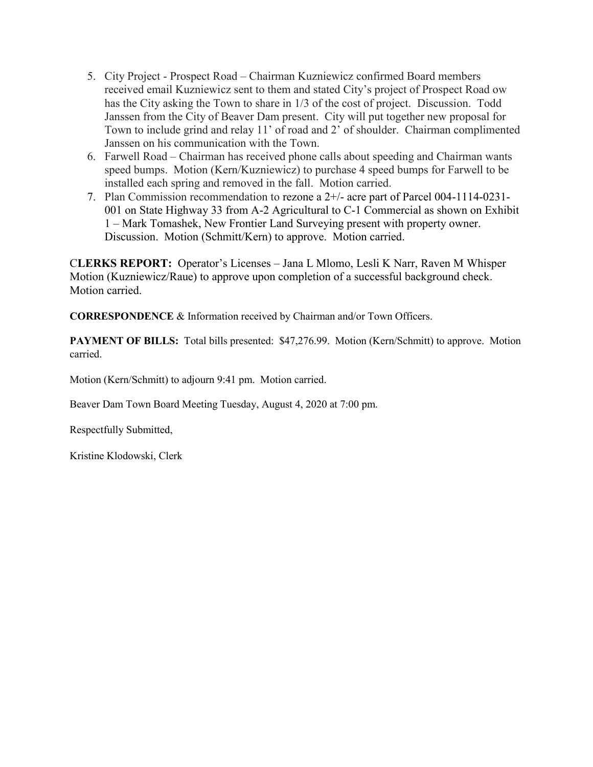5. City Project - Prospect Road – Chairman Kuzniewicz confirmed Board members received email Kuzniewicz sent to them and stated City's project of Prospect Road ow has the City asking the Town to share in 1/3 of the cost of project. Discussion. Todd Janssen from the City of Beaver Dam present. City will put together new proposal for Town to include grind and relay 11' of road and 2' of shoulder. Chairman complimented Janssen on his communication with the Town.
6. Farwell Road – Chairman has received phone calls about speeding and Chairman wants speed bumps. Motion (Kern/Kuzniewicz) to purchase 4 speed bumps for Farwell to be installed each spring and removed in the fall. Motion carried.
7. Plan Commission recommendation to rezone a 2+/- acre part of Parcel 004-1114-0231-001 on State Highway 33 from A-2 Agricultural to C-1 Commercial as shown on Exhibit 1 – Mark Tomashek, New Frontier Land Surveying present with property owner. Discussion. Motion (Schmitt/Kern) to approve. Motion carried.

**CLERKS REPORT:** Operator's Licenses – Jana L Mlomo, Lesli K Narr, Raven M Whisper Motion (Kuzniewicz/Raue) to approve upon completion of a successful background check. Motion carried.

**CORRESPONDENCE** & Information received by Chairman and/or Town Officers.

**PAYMENT OF BILLS:** Total bills presented: $47,276.99. Motion (Kern/Schmitt) to approve. Motion carried.

Motion (Kern/Schmitt) to adjourn 9:41 pm. Motion carried.

Beaver Dam Town Board Meeting Tuesday, August 4, 2020 at 7:00 pm.

Respectfully Submitted,

Kristine Klodowski, Clerk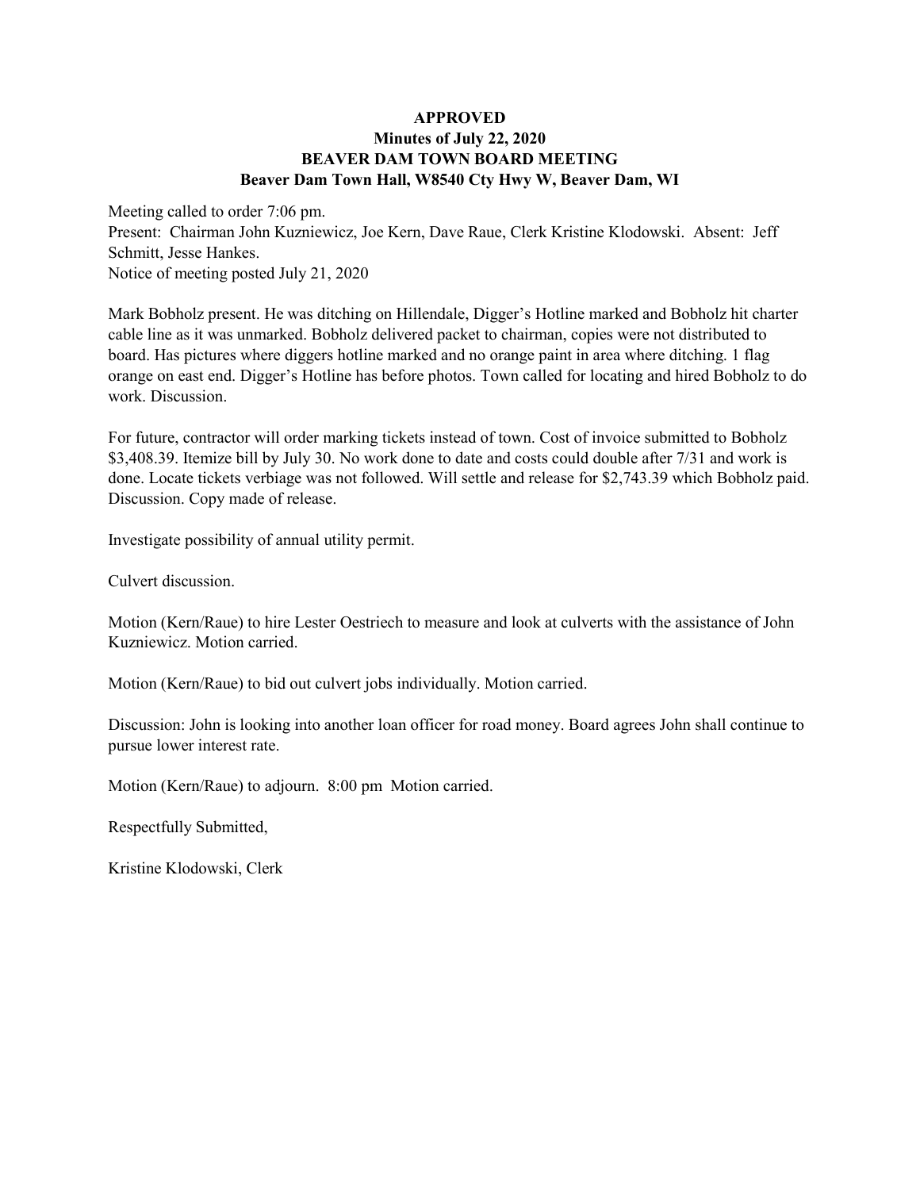**APPROVED**
**Minutes of July 22, 2020**
**BEAVER DAM TOWN BOARD MEETING**
**Beaver Dam Town Hall, W8540 Cty Hwy W, Beaver Dam, WI**

Meeting called to order 7:06 pm.
Present: Chairman John Kuzniewicz, Joe Kern, Dave Raue, Clerk Kristine Klodowski. Absent: Jeff Schmitt, Jesse Hankes.
Notice of meeting posted July 21, 2020

Mark Bobholz present. He was ditching on Hillendale, Digger's Hotline marked and Bobholz hit charter cable line as it was unmarked. Bobholz delivered packet to chairman, copies were not distributed to board. Has pictures where diggers hotline marked and no orange paint in area where ditching. 1 flag orange on east end. Digger's Hotline has before photos. Town called for locating and hired Bobholz to do work. Discussion.

For future, contractor will order marking tickets instead of town. Cost of invoice submitted to Bobholz $3,408.39. Itemize bill by July 30. No work done to date and costs could double after 7/31 and work is done. Locate tickets verbiage was not followed. Will settle and release for $2,743.39 which Bobholz paid. Discussion. Copy made of release.

Investigate possibility of annual utility permit.

Culvert discussion.

Motion (Kern/Raue) to hire Lester Oestriech to measure and look at culverts with the assistance of John Kuzniewicz. Motion carried.

Motion (Kern/Raue) to bid out culvert jobs individually. Motion carried.

Discussion: John is looking into another loan officer for road money. Board agrees John shall continue to pursue lower interest rate.

Motion (Kern/Raue) to adjourn. 8:00 pm Motion carried.

Respectfully Submitted,

Kristine Klodowski, Clerk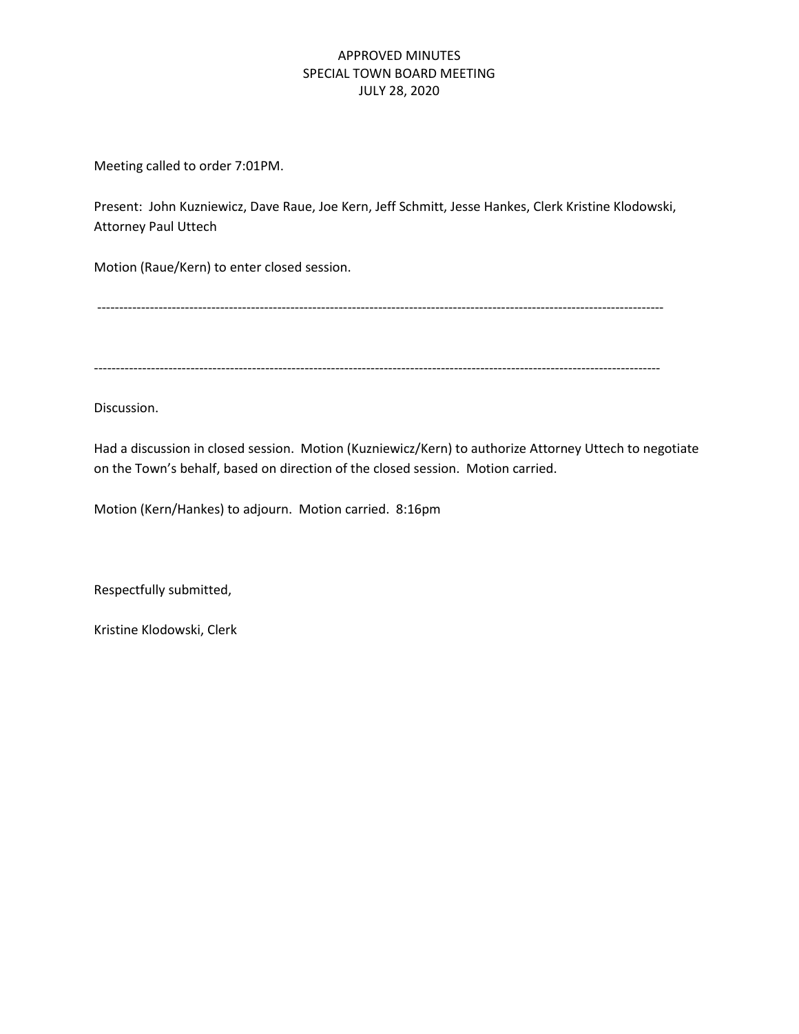APPROVED MINUTES
SPECIAL TOWN BOARD MEETING
JULY 28, 2020

Meeting called to order 7:01PM.

Present: John Kuzniewicz, Dave Raue, Joe Kern, Jeff Schmitt, Jesse Hankes, Clerk Kristine Klodowski, Attorney Paul Uttech

Motion (Raue/Kern) to enter closed session.

---

---

Discussion.

Had a discussion in closed session. Motion (Kuzniewicz/Kern) to authorize Attorney Uttech to negotiate on the Town's behalf, based on direction of the closed session. Motion carried.

Motion (Kern/Hankes) to adjourn. Motion carried. 8:16pm

Respectfully submitted,

Kristine Klodowski, Clerk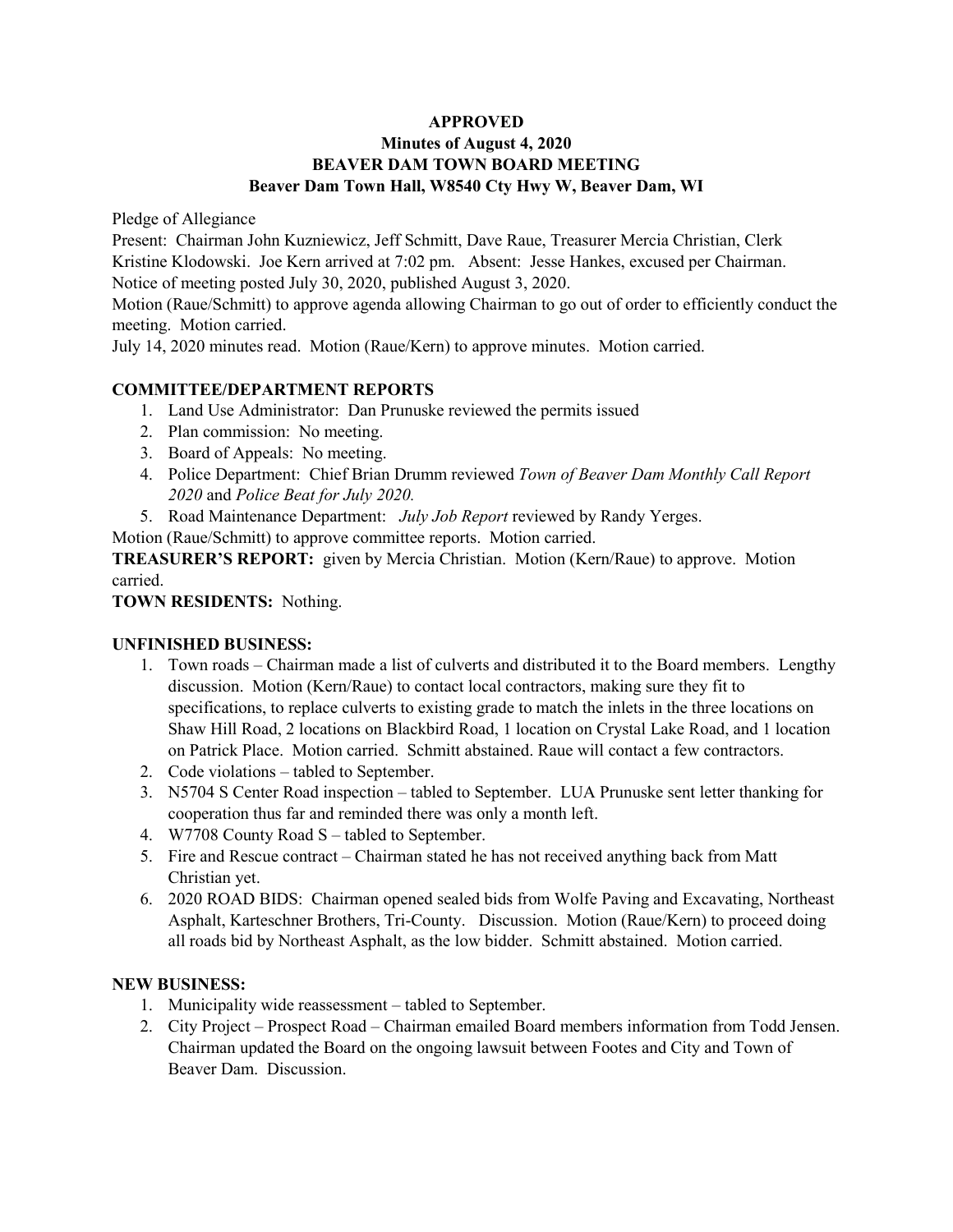**APPROVED**
**Minutes of August 4, 2020**
**BEAVER DAM TOWN BOARD MEETING**
**Beaver Dam Town Hall, W8540 Cty Hwy W, Beaver Dam, WI**

Pledge of Allegiance

Present: Chairman John Kuzniewicz, Jeff Schmitt, Dave Raue, Treasurer Mercia Christian, Clerk Kristine Klodowski. Joe Kern arrived at 7:02 pm. Absent: Jesse Hankes, excused per Chairman.

Notice of meeting posted July 30, 2020, published August 3, 2020.

Motion (Raue/Schmitt) to approve agenda allowing Chairman to go out of order to efficiently conduct the meeting. Motion carried.

July 14, 2020 minutes read. Motion (Raue/Kern) to approve minutes. Motion carried.

**COMMITTEE/DEPARTMENT REPORTS**

1. Land Use Administrator: Dan Prunuske reviewed the permits issued
2. Plan commission: No meeting.
3. Board of Appeals: No meeting.
4. Police Department: Chief Brian Drumm reviewed *Town of Beaver Dam Monthly Call Report 2020* and *Police Beat for July 2020.*
5. Road Maintenance Department: *July Job Report* reviewed by Randy Yerges.

Motion (Raue/Schmitt) to approve committee reports. Motion carried.

**TREASURER'S REPORT:** given by Mercia Christian. Motion (Kern/Raue) to approve. Motion carried.

**TOWN RESIDENTS:** Nothing.

**UNFINISHED BUSINESS:**

1. Town roads – Chairman made a list of culverts and distributed it to the Board members. Lengthy discussion. Motion (Kern/Raue) to contact local contractors, making sure they fit to specifications, to replace culverts to existing grade to match the inlets in the three locations on Shaw Hill Road, 2 locations on Blackbird Road, 1 location on Crystal Lake Road, and 1 location on Patrick Place. Motion carried. Schmitt abstained. Raue will contact a few contractors.
2. Code violations – tabled to September.
3. N5704 S Center Road inspection – tabled to September. LUA Prunuske sent letter thanking for cooperation thus far and reminded there was only a month left.
4. W7708 County Road S – tabled to September.
5. Fire and Rescue contract – Chairman stated he has not received anything back from Matt Christian yet.
6. 2020 ROAD BIDS: Chairman opened sealed bids from Wolfe Paving and Excavating, Northeast Asphalt, Karteschner Brothers, Tri-County. Discussion. Motion (Raue/Kern) to proceed doing all roads bid by Northeast Asphalt, as the low bidder. Schmitt abstained. Motion carried.

**NEW BUSINESS:**

1. Municipality wide reassessment – tabled to September.
2. City Project – Prospect Road – Chairman emailed Board members information from Todd Jensen. Chairman updated the Board on the ongoing lawsuit between Footes and City and Town of Beaver Dam. Discussion.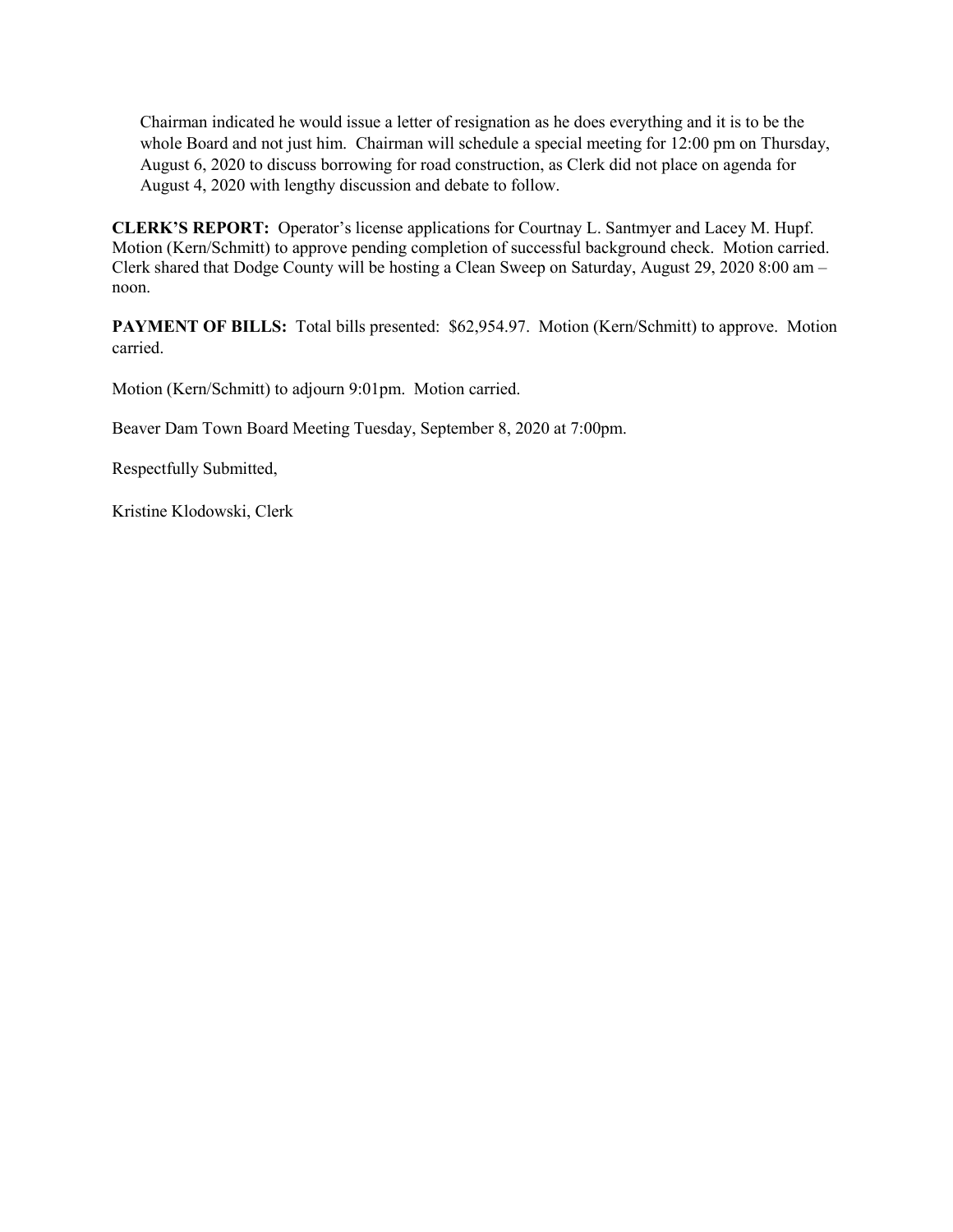Chairman indicated he would issue a letter of resignation as he does everything and it is to be the whole Board and not just him. Chairman will schedule a special meeting for 12:00 pm on Thursday, August 6, 2020 to discuss borrowing for road construction, as Clerk did not place on agenda for August 4, 2020 with lengthy discussion and debate to follow.

**CLERK'S REPORT:** Operator's license applications for Courtnay L. Santmyer and Lacey M. Hupf. Motion (Kern/Schmitt) to approve pending completion of successful background check. Motion carried. Clerk shared that Dodge County will be hosting a Clean Sweep on Saturday, August 29, 2020 8:00 am – noon.

**PAYMENT OF BILLS:** Total bills presented: $62,954.97. Motion (Kern/Schmitt) to approve. Motion carried.

Motion (Kern/Schmitt) to adjourn 9:01pm. Motion carried.

Beaver Dam Town Board Meeting Tuesday, September 8, 2020 at 7:00pm.

Respectfully Submitted,

Kristine Klodowski, Clerk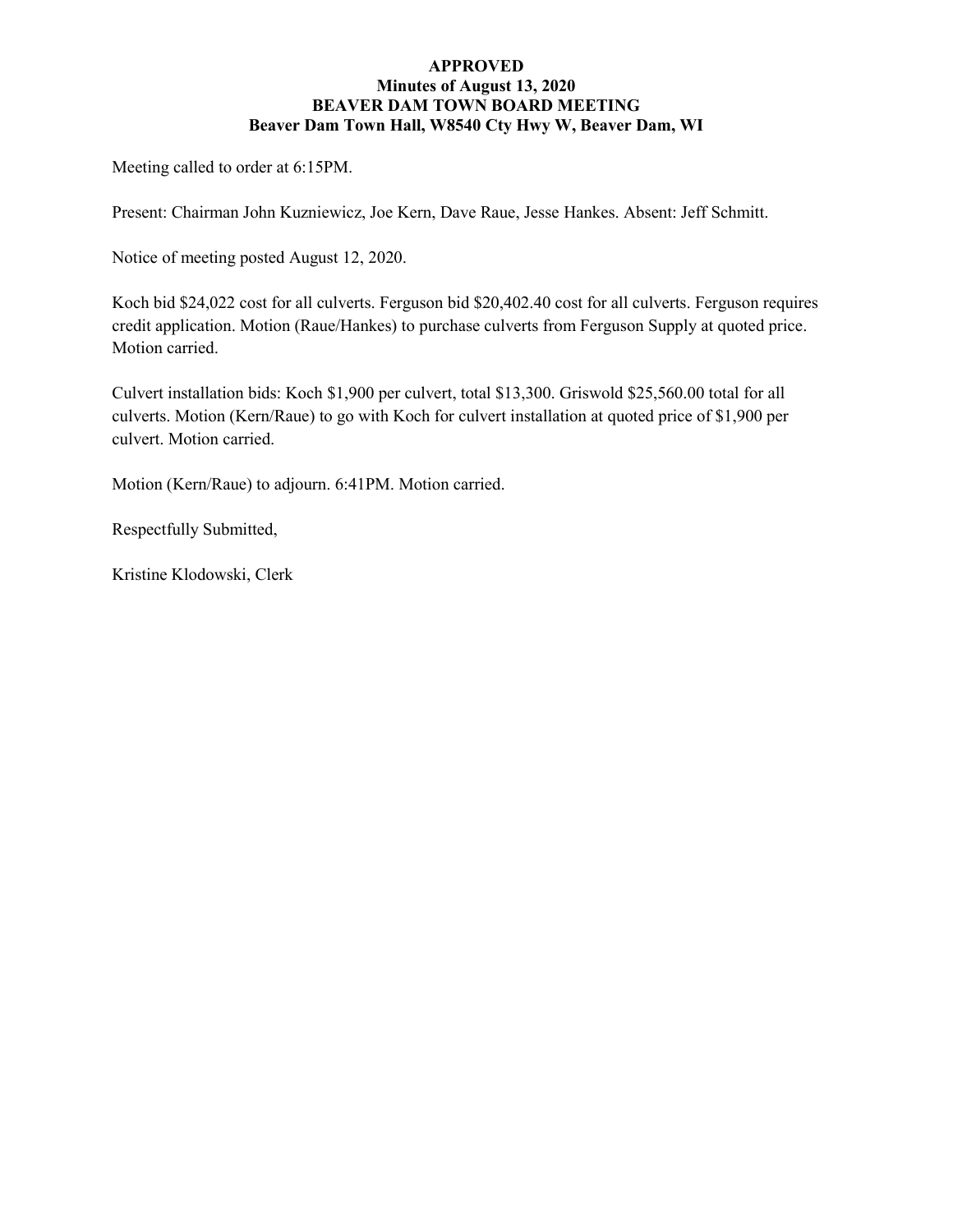**APPROVED**
**Minutes of August 13, 2020**
**BEAVER DAM TOWN BOARD MEETING**
**Beaver Dam Town Hall, W8540 Cty Hwy W, Beaver Dam, WI**

Meeting called to order at 6:15PM.

Present: Chairman John Kuzniewicz, Joe Kern, Dave Raue, Jesse Hankes. Absent: Jeff Schmitt.

Notice of meeting posted August 12, 2020.

Koch bid $24,022 cost for all culverts. Ferguson bid $20,402.40 cost for all culverts. Ferguson requires credit application. Motion (Raue/Hankes) to purchase culverts from Ferguson Supply at quoted price. Motion carried.

Culvert installation bids: Koch $1,900 per culvert, total $13,300. Griswold $25,560.00 total for all culverts. Motion (Kern/Raue) to go with Koch for culvert installation at quoted price of $1,900 per culvert. Motion carried.

Motion (Kern/Raue) to adjourn. 6:41PM. Motion carried.

Respectfully Submitted,

Kristine Klodowski, Clerk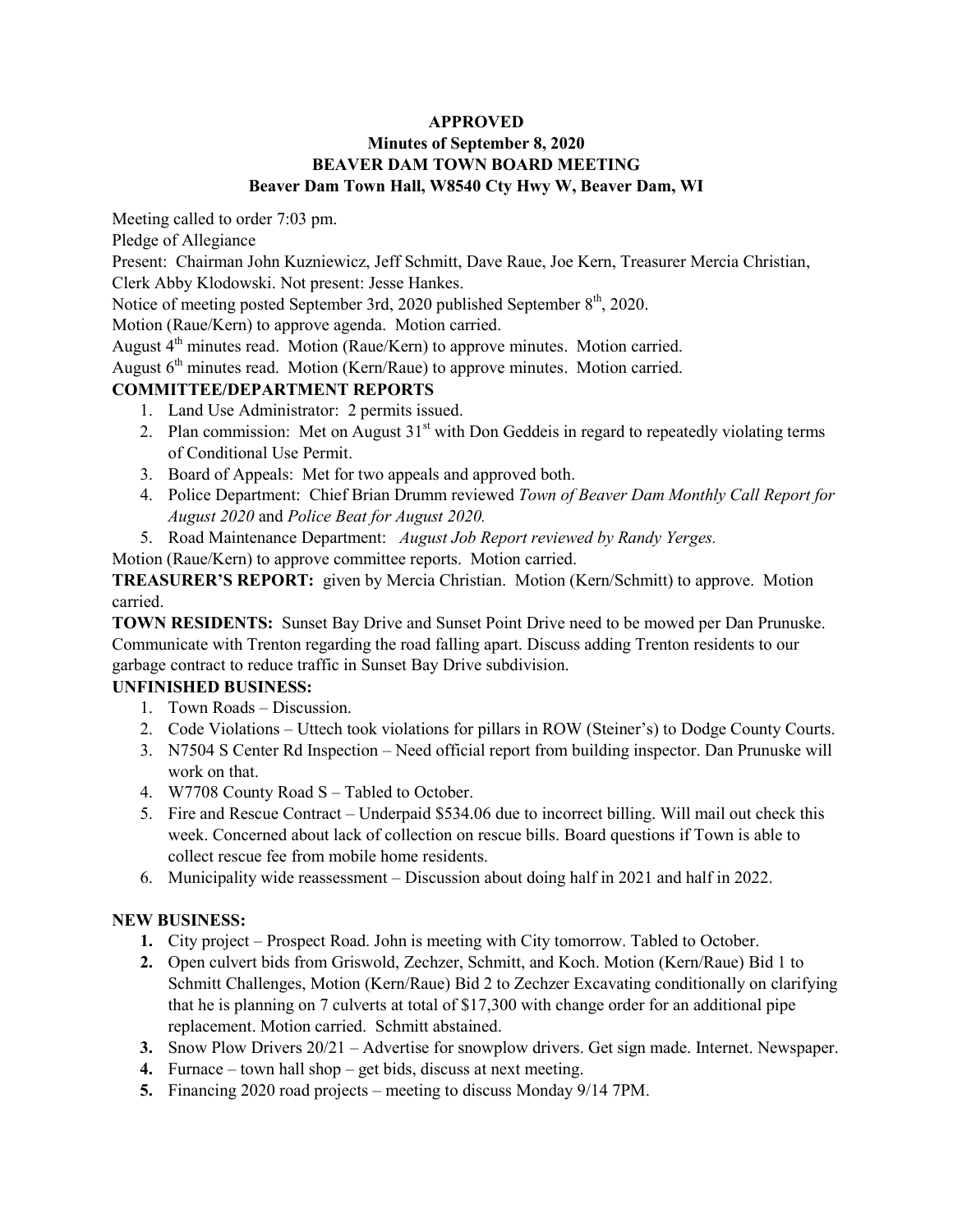**APPROVED**
**Minutes of September 8, 2020**
**BEAVER DAM TOWN BOARD MEETING**
**Beaver Dam Town Hall, W8540 Cty Hwy W, Beaver Dam, WI**

Meeting called to order 7:03 pm.

Pledge of Allegiance

Present: Chairman John Kuzniewicz, Jeff Schmitt, Dave Raue, Joe Kern, Treasurer Mercia Christian, Clerk Abby Klodowski. Not present: Jesse Hankes.

Notice of meeting posted September 3rd, 2020 published September 8th, 2020.

Motion (Raue/Kern) to approve agenda. Motion carried.

August 4th minutes read. Motion (Raue/Kern) to approve minutes. Motion carried.

August 6th minutes read. Motion (Kern/Raue) to approve minutes. Motion carried.

**COMMITTEE/DEPARTMENT REPORTS**

1. Land Use Administrator: 2 permits issued.
2. Plan commission: Met on August 31st with Don Geddeis in regard to repeatedly violating terms of Conditional Use Permit.
3. Board of Appeals: Met for two appeals and approved both.
4. Police Department: Chief Brian Drumm reviewed *Town of Beaver Dam Monthly Call Report for August 2020* and *Police Beat for August 2020.*
5. Road Maintenance Department: *August Job Report reviewed by Randy Yerges.*

Motion (Raue/Kern) to approve committee reports. Motion carried.

**TREASURER'S REPORT:** given by Mercia Christian. Motion (Kern/Schmitt) to approve. Motion carried.

**TOWN RESIDENTS:** Sunset Bay Drive and Sunset Point Drive need to be mowed per Dan Prunuske. Communicate with Trenton regarding the road falling apart. Discuss adding Trenton residents to our garbage contract to reduce traffic in Sunset Bay Drive subdivision.

**UNFINISHED BUSINESS:**

1. Town Roads – Discussion.
2. Code Violations – Uttech took violations for pillars in ROW (Steiner's) to Dodge County Courts.
3. N7504 S Center Rd Inspection – Need official report from building inspector. Dan Prunuske will work on that.
4. W7708 County Road S – Tabled to October.
5. Fire and Rescue Contract – Underpaid $534.06 due to incorrect billing. Will mail out check this week. Concerned about lack of collection on rescue bills. Board questions if Town is able to collect rescue fee from mobile home residents.
6. Municipality wide reassessment – Discussion about doing half in 2021 and half in 2022.

**NEW BUSINESS:**

1. City project – Prospect Road. John is meeting with City tomorrow. Tabled to October.
2. Open culvert bids from Griswold, Zechzer, Schmitt, and Koch. Motion (Kern/Raue) Bid 1 to Schmitt Challenges, Motion (Kern/Raue) Bid 2 to Zechzer Excavating conditionally on clarifying that he is planning on 7 culverts at total of $17,300 with change order for an additional pipe replacement. Motion carried. Schmitt abstained.
3. Snow Plow Drivers 20/21 – Advertise for snowplow drivers. Get sign made. Internet. Newspaper.
4. Furnace – town hall shop – get bids, discuss at next meeting.
5. Financing 2020 road projects – meeting to discuss Monday 9/14 7PM.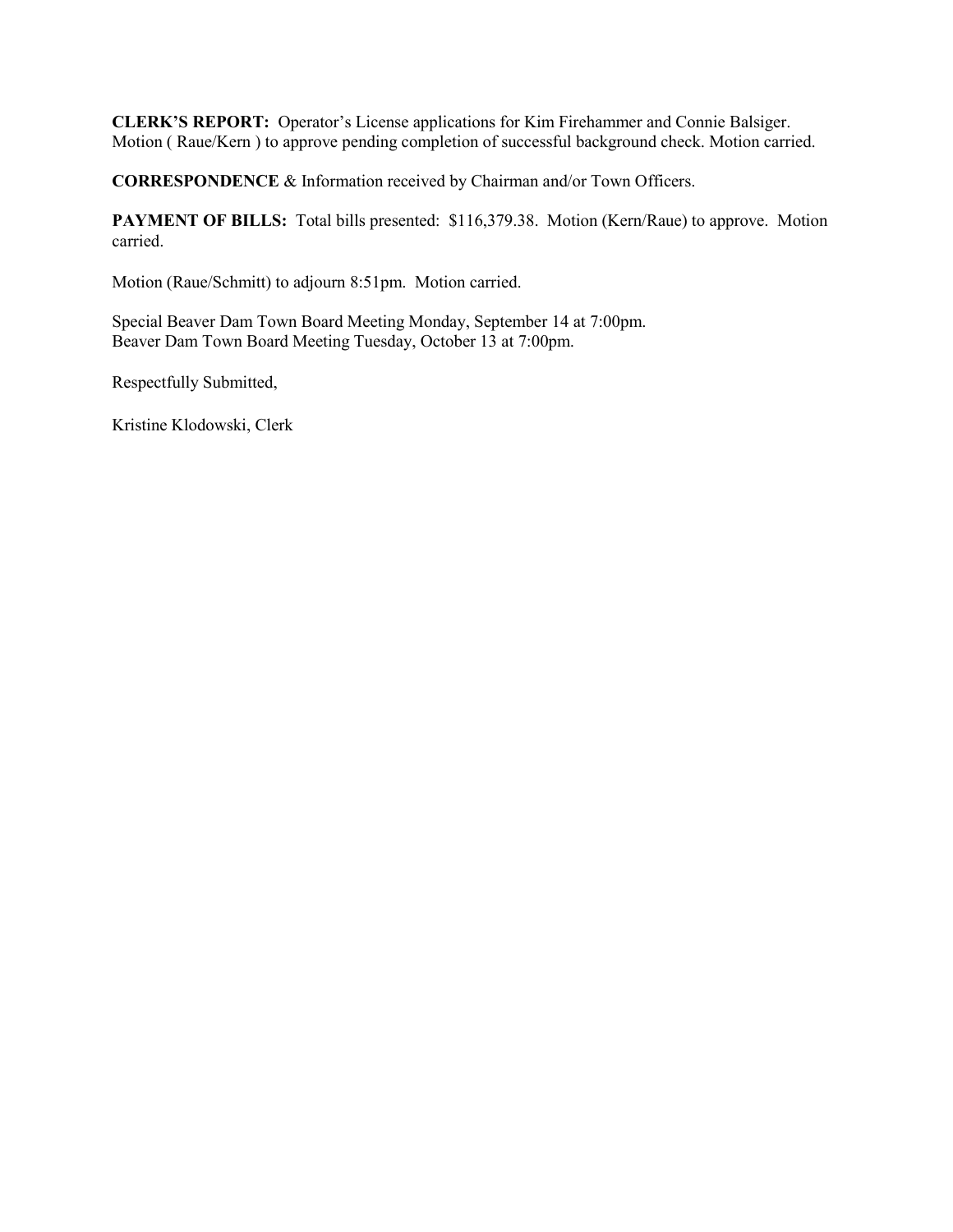**CLERK'S REPORT:** Operator's License applications for Kim Firehammer and Connie Balsiger. Motion ( Raue/Kern ) to approve pending completion of successful background check. Motion carried.

**CORRESPONDENCE** & Information received by Chairman and/or Town Officers.

**PAYMENT OF BILLS:** Total bills presented: $116,379.38. Motion (Kern/Raue) to approve. Motion carried.

Motion (Raue/Schmitt) to adjourn 8:51pm. Motion carried.

Special Beaver Dam Town Board Meeting Monday, September 14 at 7:00pm.
Beaver Dam Town Board Meeting Tuesday, October 13 at 7:00pm.

Respectfully Submitted,

Kristine Klodowski, Clerk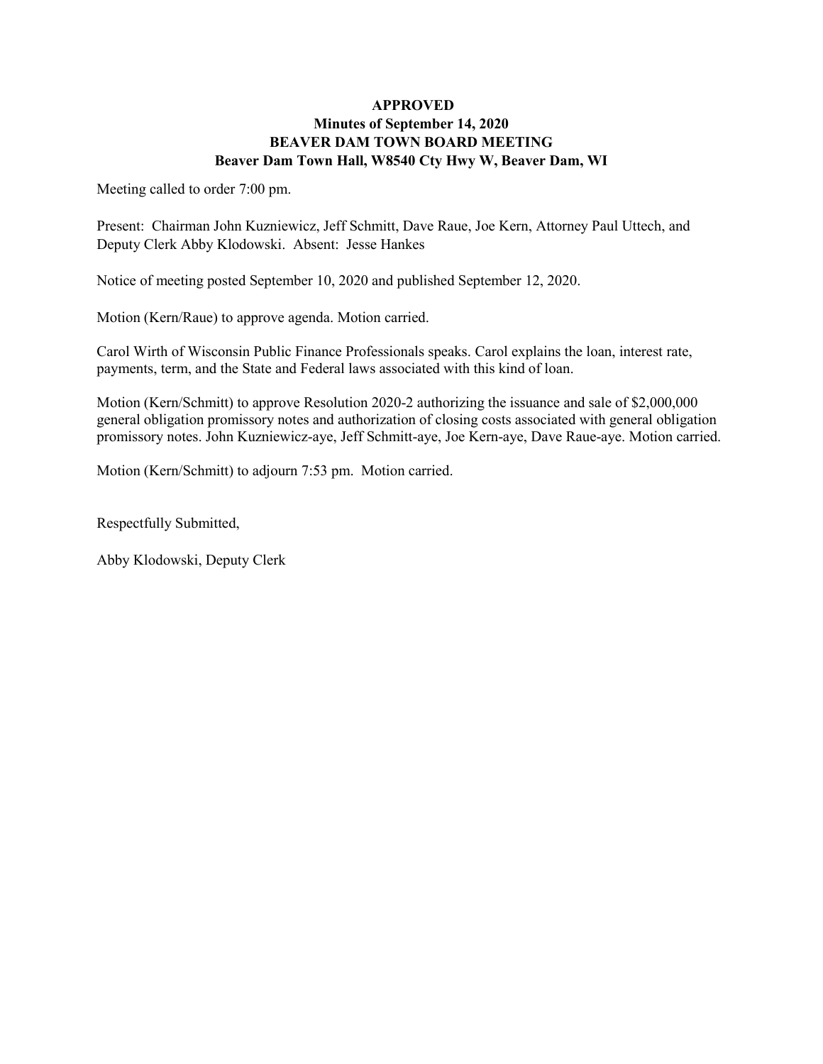**APPROVED**
**Minutes of September 14, 2020**
**BEAVER DAM TOWN BOARD MEETING**
**Beaver Dam Town Hall, W8540 Cty Hwy W, Beaver Dam, WI**

Meeting called to order 7:00 pm.

Present: Chairman John Kuzniewicz, Jeff Schmitt, Dave Raue, Joe Kern, Attorney Paul Uttech, and Deputy Clerk Abby Klodowski. Absent: Jesse Hankes

Notice of meeting posted September 10, 2020 and published September 12, 2020.

Motion (Kern/Raue) to approve agenda. Motion carried.

Carol Wirth of Wisconsin Public Finance Professionals speaks. Carol explains the loan, interest rate, payments, term, and the State and Federal laws associated with this kind of loan.

Motion (Kern/Schmitt) to approve Resolution 2020-2 authorizing the issuance and sale of $2,000,000 general obligation promissory notes and authorization of closing costs associated with general obligation promissory notes. John Kuzniewicz-aye, Jeff Schmitt-aye, Joe Kern-aye, Dave Raue-aye. Motion carried.

Motion (Kern/Schmitt) to adjourn 7:53 pm. Motion carried.

Respectfully Submitted,

Abby Klodowski, Deputy Clerk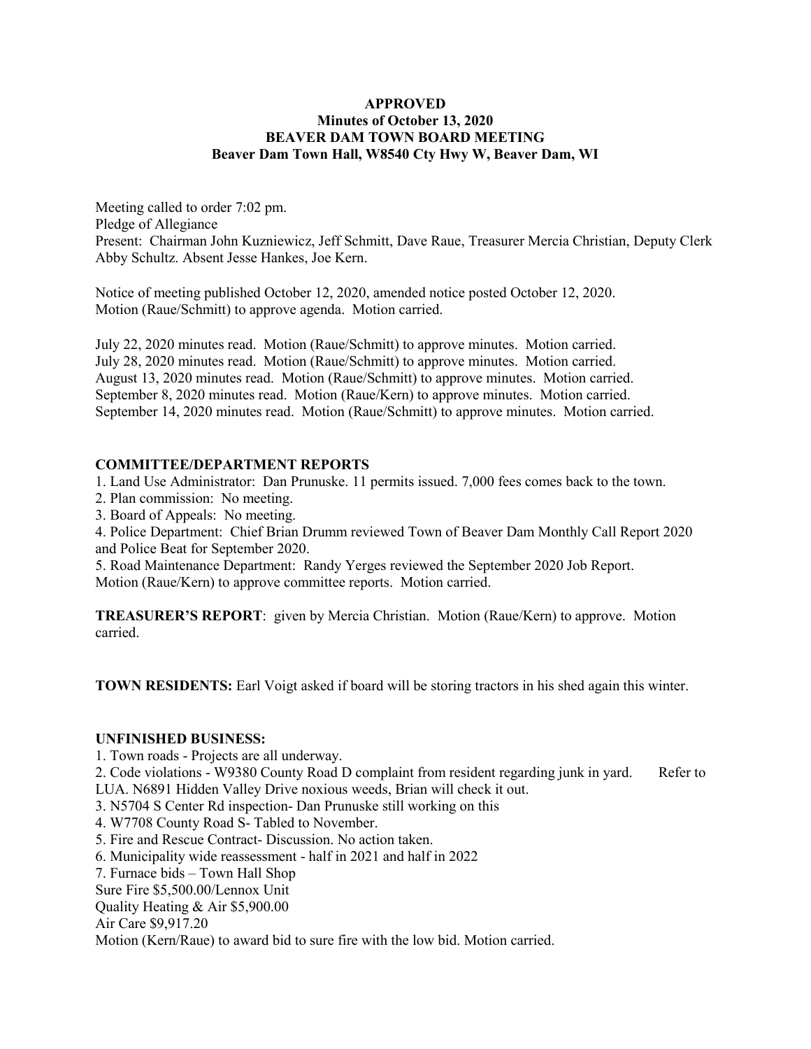**APPROVED**
**Minutes of October 13, 2020**
**BEAVER DAM TOWN BOARD MEETING**
**Beaver Dam Town Hall, W8540 Cty Hwy W, Beaver Dam, WI**

Meeting called to order 7:02 pm.
Pledge of Allegiance
Present: Chairman John Kuzniewicz, Jeff Schmitt, Dave Raue, Treasurer Mercia Christian, Deputy Clerk Abby Schultz. Absent Jesse Hankes, Joe Kern.

Notice of meeting published October 12, 2020, amended notice posted October 12, 2020.
Motion (Raue/Schmitt) to approve agenda. Motion carried.

July 22, 2020 minutes read. Motion (Raue/Schmitt) to approve minutes. Motion carried.
July 28, 2020 minutes read. Motion (Raue/Schmitt) to approve minutes. Motion carried.
August 13, 2020 minutes read. Motion (Raue/Schmitt) to approve minutes. Motion carried.
September 8, 2020 minutes read. Motion (Raue/Kern) to approve minutes. Motion carried.
September 14, 2020 minutes read. Motion (Raue/Schmitt) to approve minutes. Motion carried.

**COMMITTEE/DEPARTMENT REPORTS**

1. Land Use Administrator: Dan Prunuske. 11 permits issued. 7,000 fees comes back to the town.
2. Plan commission: No meeting.
3. Board of Appeals: No meeting.
4. Police Department: Chief Brian Drumm reviewed Town of Beaver Dam Monthly Call Report 2020 and Police Beat for September 2020.
5. Road Maintenance Department: Randy Yerges reviewed the September 2020 Job Report.

Motion (Raue/Kern) to approve committee reports. Motion carried.

**TREASURER'S REPORT**: given by Mercia Christian. Motion (Raue/Kern) to approve. Motion carried.

**TOWN RESIDENTS:** Earl Voigt asked if board will be storing tractors in his shed again this winter.

**UNFINISHED BUSINESS:**

1. Town roads - Projects are all underway.
2. Code violations - W9380 County Road D complaint from resident regarding junk in yard. Refer to LUA. N6891 Hidden Valley Drive noxious weeds, Brian will check it out.
3. N5704 S Center Rd inspection- Dan Prunuske still working on this
4. W7708 County Road S- Tabled to November.
5. Fire and Rescue Contract- Discussion. No action taken.
6. Municipality wide reassessment - half in 2021 and half in 2022
7. Furnace bids – Town Hall Shop

Sure Fire $5,500.00/Lennox Unit
Quality Heating & Air $5,900.00
Air Care $9,917.20
Motion (Kern/Raue) to award bid to sure fire with the low bid. Motion carried.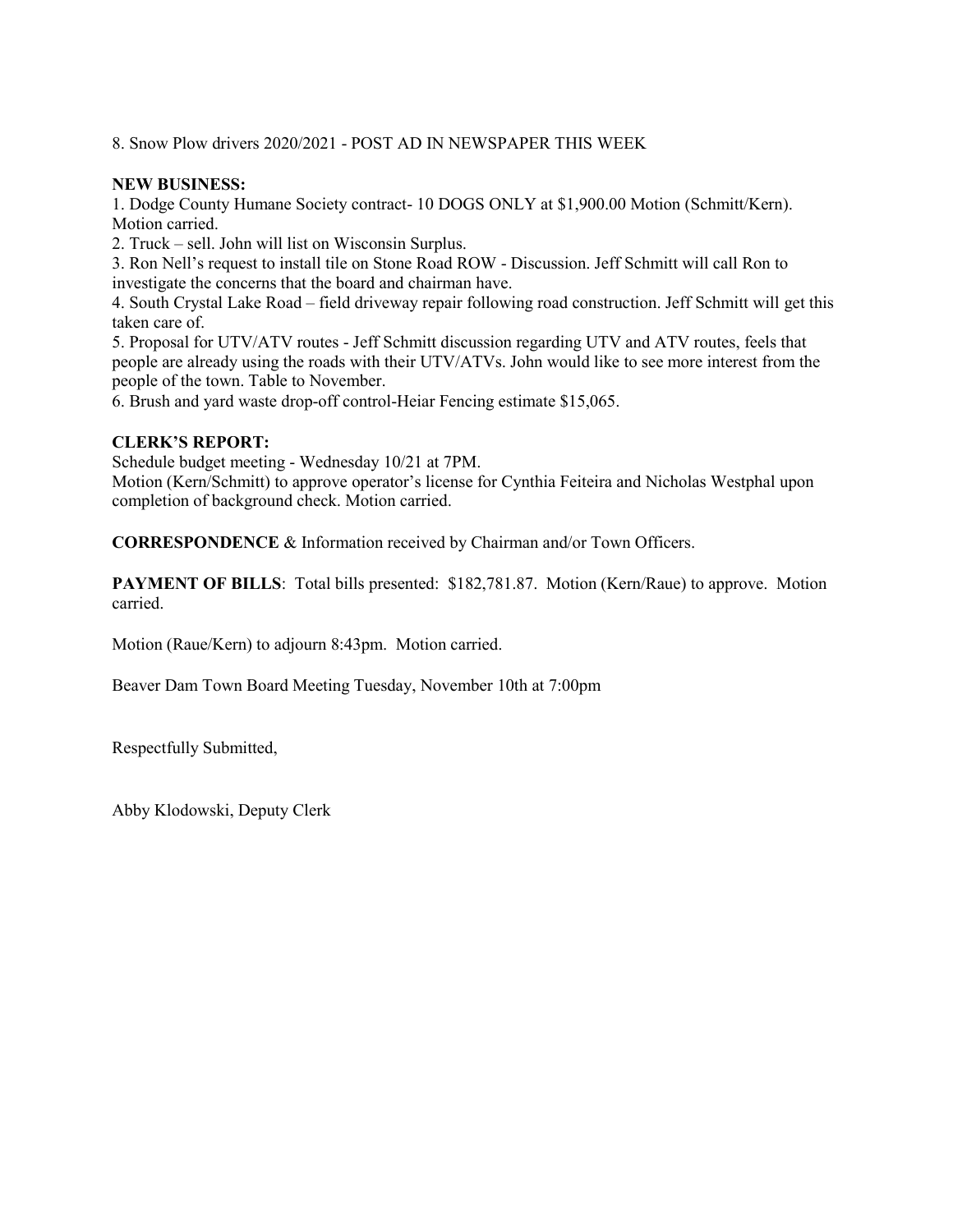8. Snow Plow drivers 2020/2021 - POST AD IN NEWSPAPER THIS WEEK

**NEW BUSINESS:**

1. Dodge County Humane Society contract- 10 DOGS ONLY at $1,900.00 Motion (Schmitt/Kern). Motion carried.
2. Truck – sell. John will list on Wisconsin Surplus.
3. Ron Nell's request to install tile on Stone Road ROW - Discussion. Jeff Schmitt will call Ron to investigate the concerns that the board and chairman have.
4. South Crystal Lake Road – field driveway repair following road construction. Jeff Schmitt will get this taken care of.
5. Proposal for UTV/ATV routes - Jeff Schmitt discussion regarding UTV and ATV routes, feels that people are already using the roads with their UTV/ATVs. John would like to see more interest from the people of the town. Table to November.
6. Brush and yard waste drop-off control-Heiar Fencing estimate $15,065.

**CLERK'S REPORT:**

Schedule budget meeting - Wednesday 10/21 at 7PM.

Motion (Kern/Schmitt) to approve operator's license for Cynthia Feiteira and Nicholas Westphal upon completion of background check. Motion carried.

**CORRESPONDENCE** & Information received by Chairman and/or Town Officers.

**PAYMENT OF BILLS**: Total bills presented: $182,781.87. Motion (Kern/Raue) to approve. Motion carried.

Motion (Raue/Kern) to adjourn 8:43pm. Motion carried.

Beaver Dam Town Board Meeting Tuesday, November 10th at 7:00pm

Respectfully Submitted,

Abby Klodowski, Deputy Clerk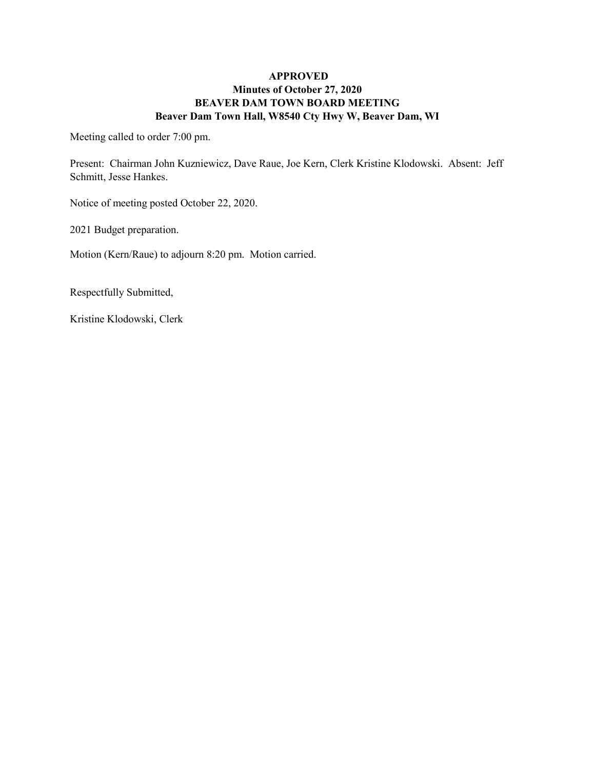**APPROVED**
**Minutes of October 27, 2020**
**BEAVER DAM TOWN BOARD MEETING**
**Beaver Dam Town Hall, W8540 Cty Hwy W, Beaver Dam, WI**

Meeting called to order 7:00 pm.

Present: Chairman John Kuzniewicz, Dave Raue, Joe Kern, Clerk Kristine Klodowski. Absent: Jeff Schmitt, Jesse Hankes.

Notice of meeting posted October 22, 2020.

2021 Budget preparation.

Motion (Kern/Raue) to adjourn 8:20 pm. Motion carried.

Respectfully Submitted,

Kristine Klodowski, Clerk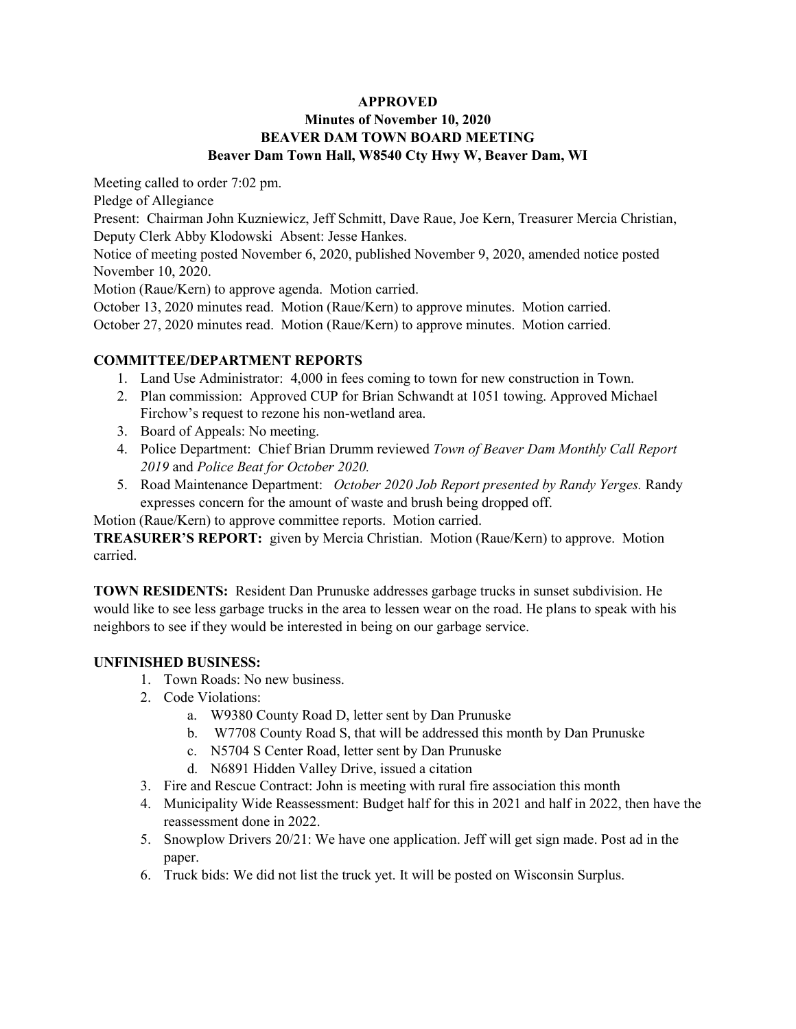**APPROVED**
**Minutes of November 10, 2020**
**BEAVER DAM TOWN BOARD MEETING**
**Beaver Dam Town Hall, W8540 Cty Hwy W, Beaver Dam, WI**

Meeting called to order 7:02 pm.

Pledge of Allegiance

Present: Chairman John Kuzniewicz, Jeff Schmitt, Dave Raue, Joe Kern, Treasurer Mercia Christian, Deputy Clerk Abby Klodowski Absent: Jesse Hankes.

Notice of meeting posted November 6, 2020, published November 9, 2020, amended notice posted November 10, 2020.

Motion (Raue/Kern) to approve agenda. Motion carried.

October 13, 2020 minutes read. Motion (Raue/Kern) to approve minutes. Motion carried.

October 27, 2020 minutes read. Motion (Raue/Kern) to approve minutes. Motion carried.

**COMMITTEE/DEPARTMENT REPORTS**

1. Land Use Administrator: 4,000 in fees coming to town for new construction in Town.
2. Plan commission: Approved CUP for Brian Schwandt at 1051 towing. Approved Michael Firchow's request to rezone his non-wetland area.
3. Board of Appeals: No meeting.
4. Police Department: Chief Brian Drumm reviewed *Town of Beaver Dam Monthly Call Report 2019* and *Police Beat for October 2020.*
5. Road Maintenance Department: *October 2020 Job Report presented by Randy Yerges.* Randy expresses concern for the amount of waste and brush being dropped off.

Motion (Raue/Kern) to approve committee reports. Motion carried.

**TREASURER'S REPORT:** given by Mercia Christian. Motion (Raue/Kern) to approve. Motion carried.

**TOWN RESIDENTS:** Resident Dan Prunuske addresses garbage trucks in sunset subdivision. He would like to see less garbage trucks in the area to lessen wear on the road. He plans to speak with his neighbors to see if they would be interested in being on our garbage service.

**UNFINISHED BUSINESS:**

1. Town Roads: No new business.
2. Code Violations:
   a. W9380 County Road D, letter sent by Dan Prunuske
   b. W7708 County Road S, that will be addressed this month by Dan Prunuske
   c. N5704 S Center Road, letter sent by Dan Prunuske
   d. N6891 Hidden Valley Drive, issued a citation
3. Fire and Rescue Contract: John is meeting with rural fire association this month
4. Municipality Wide Reassessment: Budget half for this in 2021 and half in 2022, then have the reassessment done in 2022.
5. Snowplow Drivers 20/21: We have one application. Jeff will get sign made. Post ad in the paper.
6. Truck bids: We did not list the truck yet. It will be posted on Wisconsin Surplus.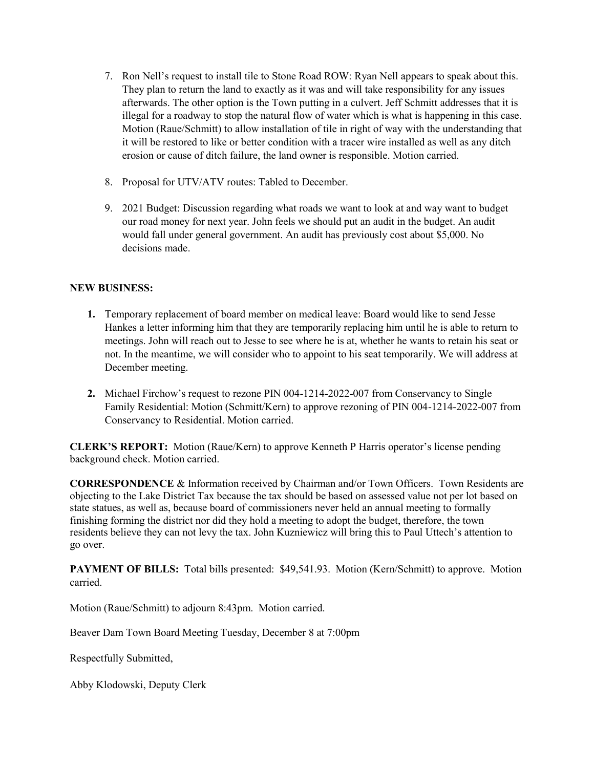7. Ron Nell's request to install tile to Stone Road ROW: Ryan Nell appears to speak about this. They plan to return the land to exactly as it was and will take responsibility for any issues afterwards. The other option is the Town putting in a culvert. Jeff Schmitt addresses that it is illegal for a roadway to stop the natural flow of water which is what is happening in this case. Motion (Raue/Schmitt) to allow installation of tile in right of way with the understanding that it will be restored to like or better condition with a tracer wire installed as well as any ditch erosion or cause of ditch failure, the land owner is responsible. Motion carried.

8. Proposal for UTV/ATV routes: Tabled to December.

9. 2021 Budget: Discussion regarding what roads we want to look at and way want to budget our road money for next year. John feels we should put an audit in the budget. An audit would fall under general government. An audit has previously cost about $5,000. No decisions made.

**NEW BUSINESS:**

1. Temporary replacement of board member on medical leave: Board would like to send Jesse Hankes a letter informing him that they are temporarily replacing him until he is able to return to meetings. John will reach out to Jesse to see where he is at, whether he wants to retain his seat or not. In the meantime, we will consider who to appoint to his seat temporarily. We will address at December meeting.

2. Michael Firchow's request to rezone PIN 004-1214-2022-007 from Conservancy to Single Family Residential: Motion (Schmitt/Kern) to approve rezoning of PIN 004-1214-2022-007 from Conservancy to Residential. Motion carried.

**CLERK'S REPORT:** Motion (Raue/Kern) to approve Kenneth P Harris operator's license pending background check. Motion carried.

**CORRESPONDENCE** & Information received by Chairman and/or Town Officers. Town Residents are objecting to the Lake District Tax because the tax should be based on assessed value not per lot based on state statues, as well as, because board of commissioners never held an annual meeting to formally finishing forming the district nor did they hold a meeting to adopt the budget, therefore, the town residents believe they can not levy the tax. John Kuzniewicz will bring this to Paul Uttech's attention to go over.

**PAYMENT OF BILLS:** Total bills presented: $49,541.93. Motion (Kern/Schmitt) to approve. Motion carried.

Motion (Raue/Schmitt) to adjourn 8:43pm. Motion carried.

Beaver Dam Town Board Meeting Tuesday, December 8 at 7:00pm

Respectfully Submitted,

Abby Klodowski, Deputy Clerk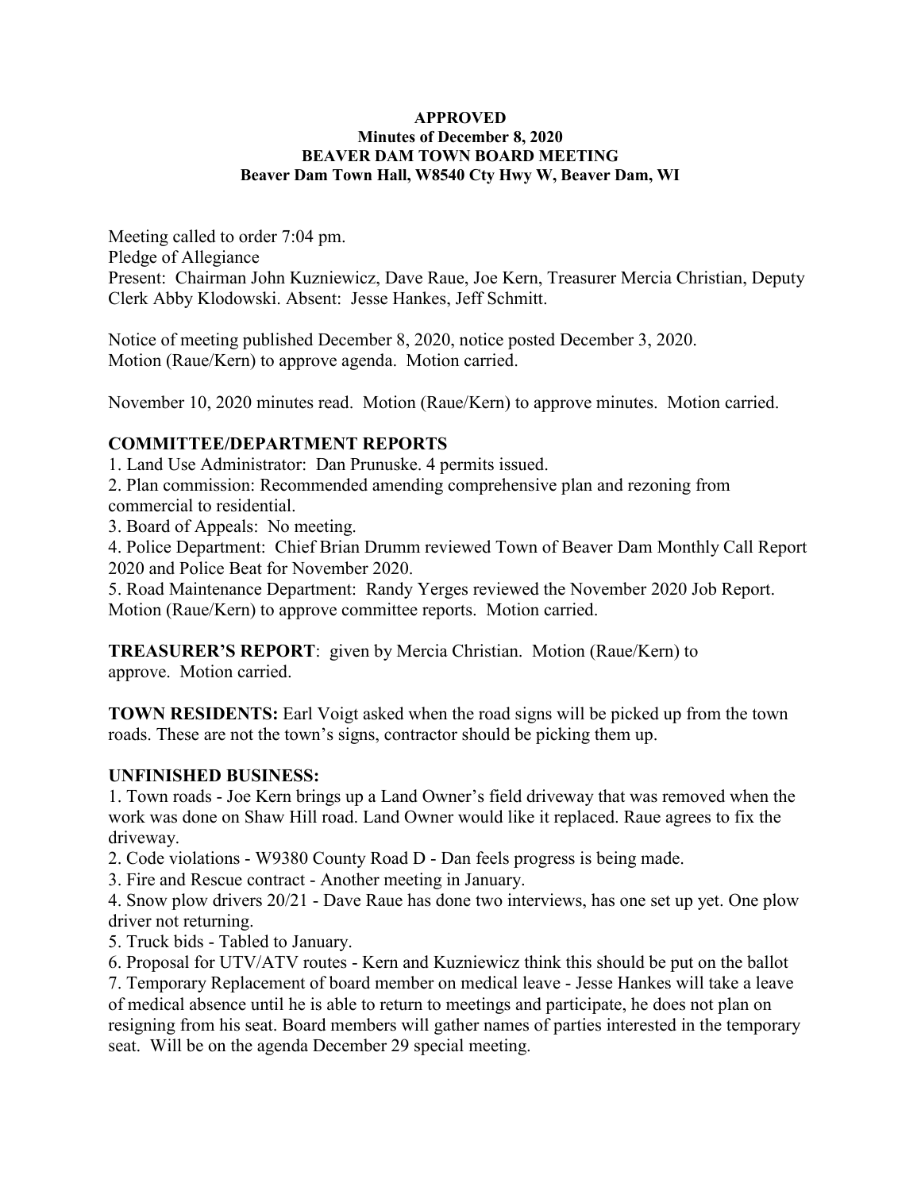**APPROVED**
**Minutes of December 8, 2020**
**BEAVER DAM TOWN BOARD MEETING**
**Beaver Dam Town Hall, W8540 Cty Hwy W, Beaver Dam, WI**

Meeting called to order 7:04 pm.
Pledge of Allegiance
Present: Chairman John Kuzniewicz, Dave Raue, Joe Kern, Treasurer Mercia Christian, Deputy Clerk Abby Klodowski. Absent: Jesse Hankes, Jeff Schmitt.

Notice of meeting published December 8, 2020, notice posted December 3, 2020.
Motion (Raue/Kern) to approve agenda. Motion carried.

November 10, 2020 minutes read. Motion (Raue/Kern) to approve minutes. Motion carried.

## COMMITTEE/DEPARTMENT REPORTS

1. Land Use Administrator: Dan Prunuske. 4 permits issued.
2. Plan commission: Recommended amending comprehensive plan and rezoning from commercial to residential.
3. Board of Appeals: No meeting.
4. Police Department: Chief Brian Drumm reviewed Town of Beaver Dam Monthly Call Report 2020 and Police Beat for November 2020.
5. Road Maintenance Department: Randy Yerges reviewed the November 2020 Job Report.

Motion (Raue/Kern) to approve committee reports. Motion carried.

**TREASURER'S REPORT**: given by Mercia Christian. Motion (Raue/Kern) to approve. Motion carried.

**TOWN RESIDENTS:** Earl Voigt asked when the road signs will be picked up from the town roads. These are not the town's signs, contractor should be picking them up.

## UNFINISHED BUSINESS:

1. Town roads - Joe Kern brings up a Land Owner's field driveway that was removed when the work was done on Shaw Hill road. Land Owner would like it replaced. Raue agrees to fix the driveway.
2. Code violations - W9380 County Road D - Dan feels progress is being made.
3. Fire and Rescue contract - Another meeting in January.
4. Snow plow drivers 20/21 - Dave Raue has done two interviews, has one set up yet. One plow driver not returning.
5. Truck bids - Tabled to January.
6. Proposal for UTV/ATV routes - Kern and Kuzniewicz think this should be put on the ballot
7. Temporary Replacement of board member on medical leave - Jesse Hankes will take a leave of medical absence until he is able to return to meetings and participate, he does not plan on resigning from his seat. Board members will gather names of parties interested in the temporary seat. Will be on the agenda December 29 special meeting.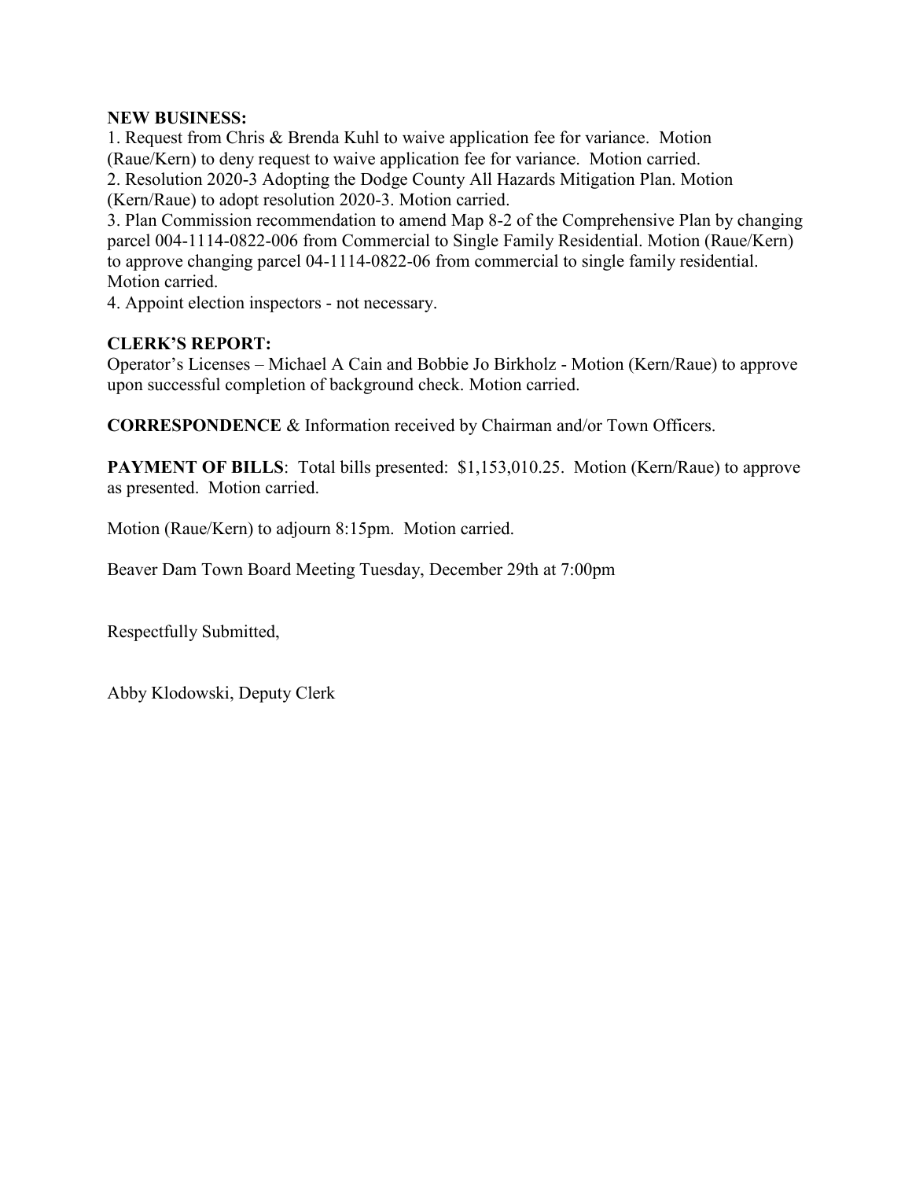**NEW BUSINESS:**

1. Request from Chris & Brenda Kuhl to waive application fee for variance. Motion (Raue/Kern) to deny request to waive application fee for variance. Motion carried.
2. Resolution 2020-3 Adopting the Dodge County All Hazards Mitigation Plan. Motion (Kern/Raue) to adopt resolution 2020-3. Motion carried.
3. Plan Commission recommendation to amend Map 8-2 of the Comprehensive Plan by changing parcel 004-1114-0822-006 from Commercial to Single Family Residential. Motion (Raue/Kern) to approve changing parcel 04-1114-0822-06 from commercial to single family residential. Motion carried.
4. Appoint election inspectors - not necessary.

**CLERK'S REPORT:**

Operator's Licenses – Michael A Cain and Bobbie Jo Birkholz - Motion (Kern/Raue) to approve upon successful completion of background check. Motion carried.

**CORRESPONDENCE** & Information received by Chairman and/or Town Officers.

**PAYMENT OF BILLS**: Total bills presented: $1,153,010.25. Motion (Kern/Raue) to approve as presented. Motion carried.

Motion (Raue/Kern) to adjourn 8:15pm. Motion carried.

Beaver Dam Town Board Meeting Tuesday, December 29th at 7:00pm

Respectfully Submitted,

Abby Klodowski, Deputy Clerk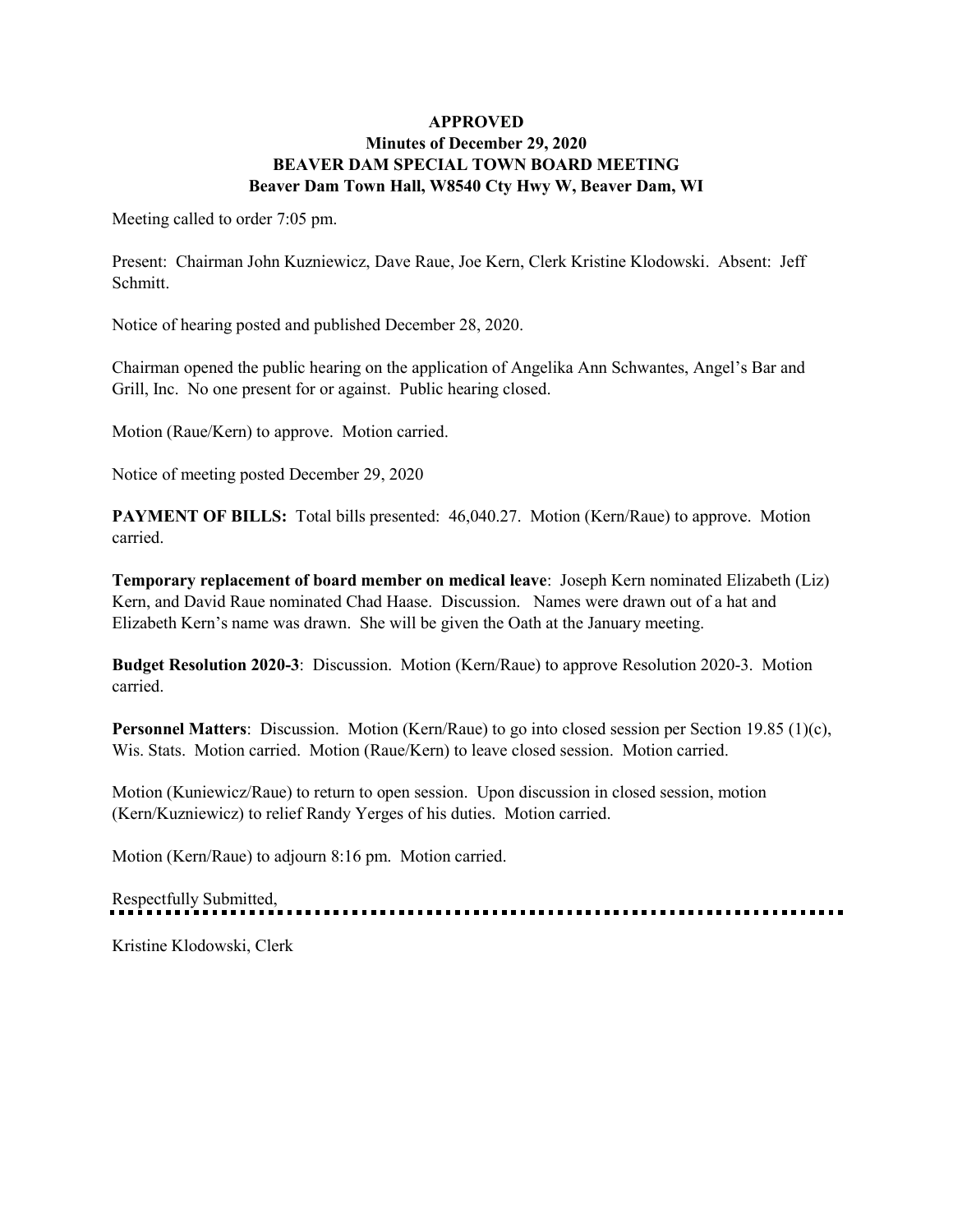**APPROVED**
**Minutes of December 29, 2020**
**BEAVER DAM SPECIAL TOWN BOARD MEETING**
**Beaver Dam Town Hall, W8540 Cty Hwy W, Beaver Dam, WI**

Meeting called to order 7:05 pm.

Present: Chairman John Kuzniewicz, Dave Raue, Joe Kern, Clerk Kristine Klodowski. Absent: Jeff Schmitt.

Notice of hearing posted and published December 28, 2020.

Chairman opened the public hearing on the application of Angelika Ann Schwantes, Angel's Bar and Grill, Inc. No one present for or against. Public hearing closed.

Motion (Raue/Kern) to approve. Motion carried.

Notice of meeting posted December 29, 2020

**PAYMENT OF BILLS:** Total bills presented: 46,040.27. Motion (Kern/Raue) to approve. Motion carried.

**Temporary replacement of board member on medical leave**: Joseph Kern nominated Elizabeth (Liz) Kern, and David Raue nominated Chad Haase. Discussion. Names were drawn out of a hat and Elizabeth Kern's name was drawn. She will be given the Oath at the January meeting.

**Budget Resolution 2020-3**: Discussion. Motion (Kern/Raue) to approve Resolution 2020-3. Motion carried.

**Personnel Matters**: Discussion. Motion (Kern/Raue) to go into closed session per Section 19.85 (1)(c), Wis. Stats. Motion carried. Motion (Raue/Kern) to leave closed session. Motion carried.

Motion (Kuniewicz/Raue) to return to open session. Upon discussion in closed session, motion (Kern/Kuzniewicz) to relief Randy Yerges of his duties. Motion carried.

Motion (Kern/Raue) to adjourn 8:16 pm. Motion carried.

Respectfully Submitted,

Kristine Klodowski, Clerk